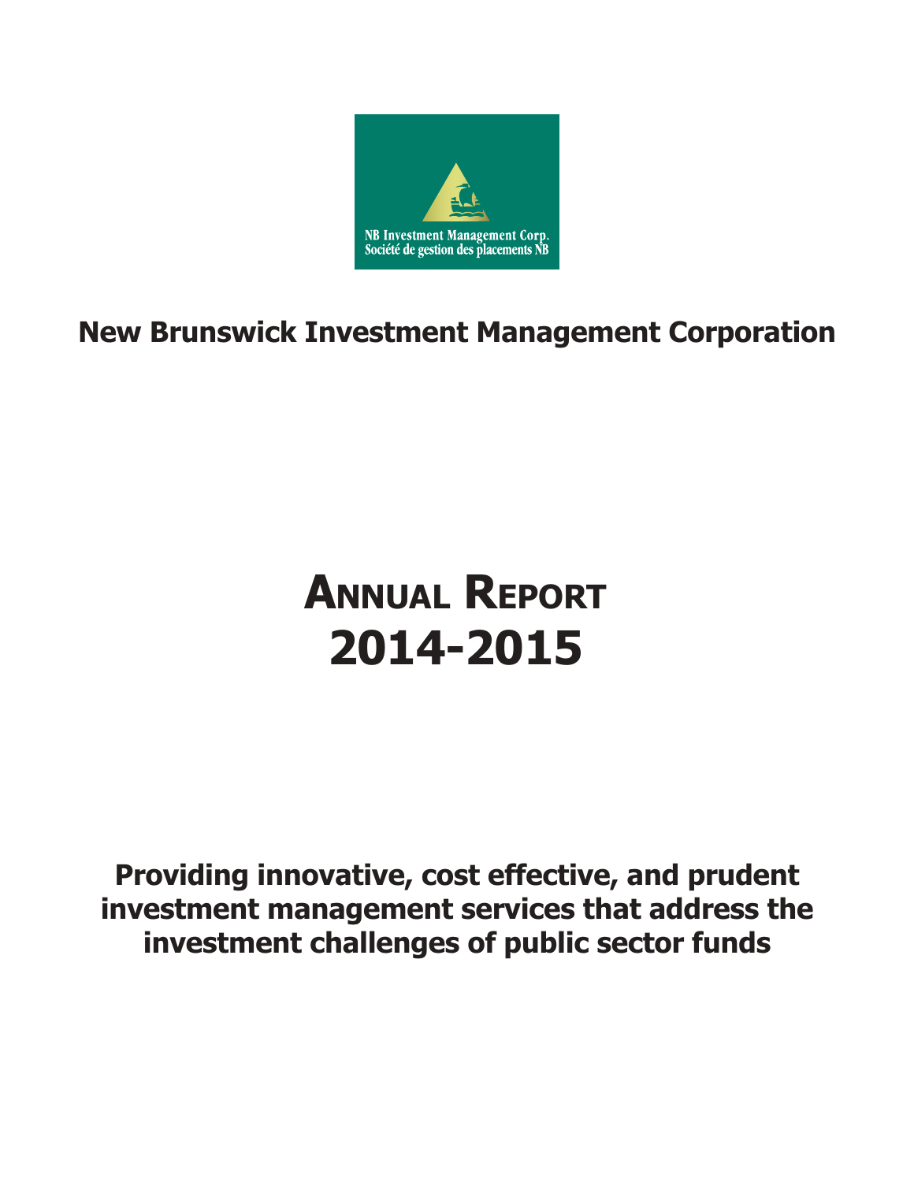NB Investment Management Corp.
Société de gestion des placements NB

# New Brunswick Investment Management Corporation

# Annual Report
# 2014-2015

**Providing innovative, cost effective, and prudent investment management services that address the investment challenges of public sector funds**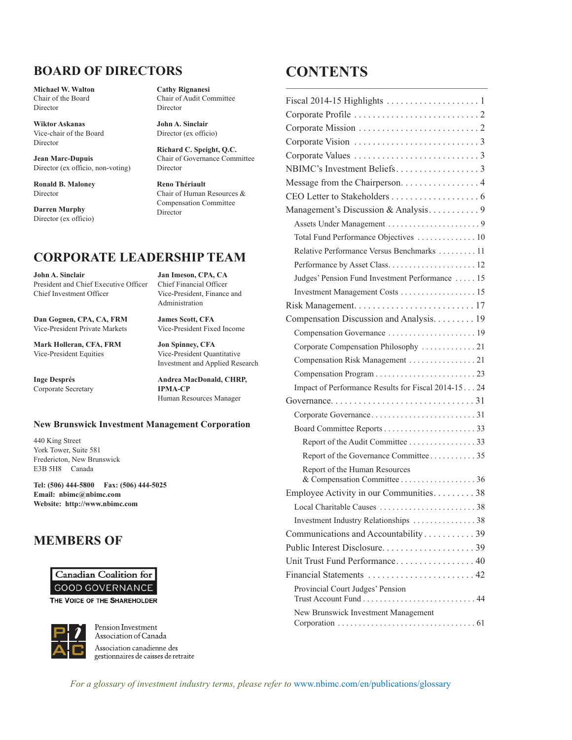## BOARD OF DIRECTORS

**Michael W. Walton**
Chair of the Board
Director

**Wiktor Askanas**
Vice-chair of the Board
Director

**Jean Marc-Dupuis**
Director (ex officio, non-voting)

**Ronald B. Maloney**
Director

**Darren Murphy**
Director (ex officio)

**Cathy Rignanesi**
Chair of Audit Committee
Director

**John A. Sinclair**
Director (ex officio)

**Richard C. Speight, Q.C.**
Chair of Governance Committee
Director

**Reno Thériault**
Chair of Human Resources & Compensation Committee
Director

## CORPORATE LEADERSHIP TEAM

**John A. Sinclair**
President and Chief Executive Officer
Chief Investment Officer

**Jan Imeson, CPA, CA**
Chief Financial Officer
Vice-President, Finance and Administration

**Dan Goguen, CPA, CA, FRM**
Vice-President Private Markets

**James Scott, CFA**
Vice-President Fixed Income

**Mark Holleran, CFA, FRM**
Vice-President Equities

**Jon Spinney, CFA**
Vice-President Quantitative Investment and Applied Research

**Inge Després**
Corporate Secretary

**Andrea MacDonald, CHRP, IPMA-CP**
Human Resources Manager

### New Brunswick Investment Management Corporation

440 King Street
York Tower, Suite 581
Fredericton, New Brunswick
E3B 5H8 Canada

**Tel: (506) 444-5800 Fax: (506) 444-5025**
**Email: nbimc@nbimc.com**
**Website: http://www.nbimc.com**

## MEMBERS OF

Canadian Coalition for GOOD GOVERNANCE
THE VOICE OF THE SHAREHOLDER

Pension Investment Association of Canada
Association canadienne des gestionnaires de caisses de retraite

## CONTENTS

- Fiscal 2014-15 Highlights . . . 1
- Corporate Profile . . . 2
- Corporate Mission . . . 2
- Corporate Vision . . . 3
- Corporate Values . . . 3
- NBIMC's Investment Beliefs . . . 3
- Message from the Chairperson . . . 4
- CEO Letter to Stakeholders . . . 6
- Management's Discussion & Analysis . . . 9
  - Assets Under Management . . . 9
  - Total Fund Performance Objectives . . . 10
  - Relative Performance Versus Benchmarks . . . 11
  - Performance by Asset Class . . . 12
  - Judges' Pension Fund Investment Performance . . . 15
  - Investment Management Costs . . . 15
- Risk Management . . . 17
- Compensation Discussion and Analysis . . . 19
  - Compensation Governance . . . 19
  - Corporate Compensation Philosophy . . . 21
  - Compensation Risk Management . . . 21
  - Compensation Program . . . 23
  - Impact of Performance Results for Fiscal 2014-15 . . . 24
- Governance . . . 31
  - Corporate Governance . . . 31
  - Board Committee Reports . . . 33
    - Report of the Audit Committee . . . 33
    - Report of the Governance Committee . . . 35
    - Report of the Human Resources & Compensation Committee . . . 36
- Employee Activity in our Communities . . . 38
  - Local Charitable Causes . . . 38
  - Investment Industry Relationships . . . 38
- Communications and Accountability . . . 39
- Public Interest Disclosure . . . 39
- Unit Trust Fund Performance . . . 40
- Financial Statements . . . 42
  - Provincial Court Judges' Pension Trust Account Fund . . . 44
  - New Brunswick Investment Management Corporation . . . 61

*For a glossary of investment industry terms, please refer to* www.nbimc.com/en/publications/glossary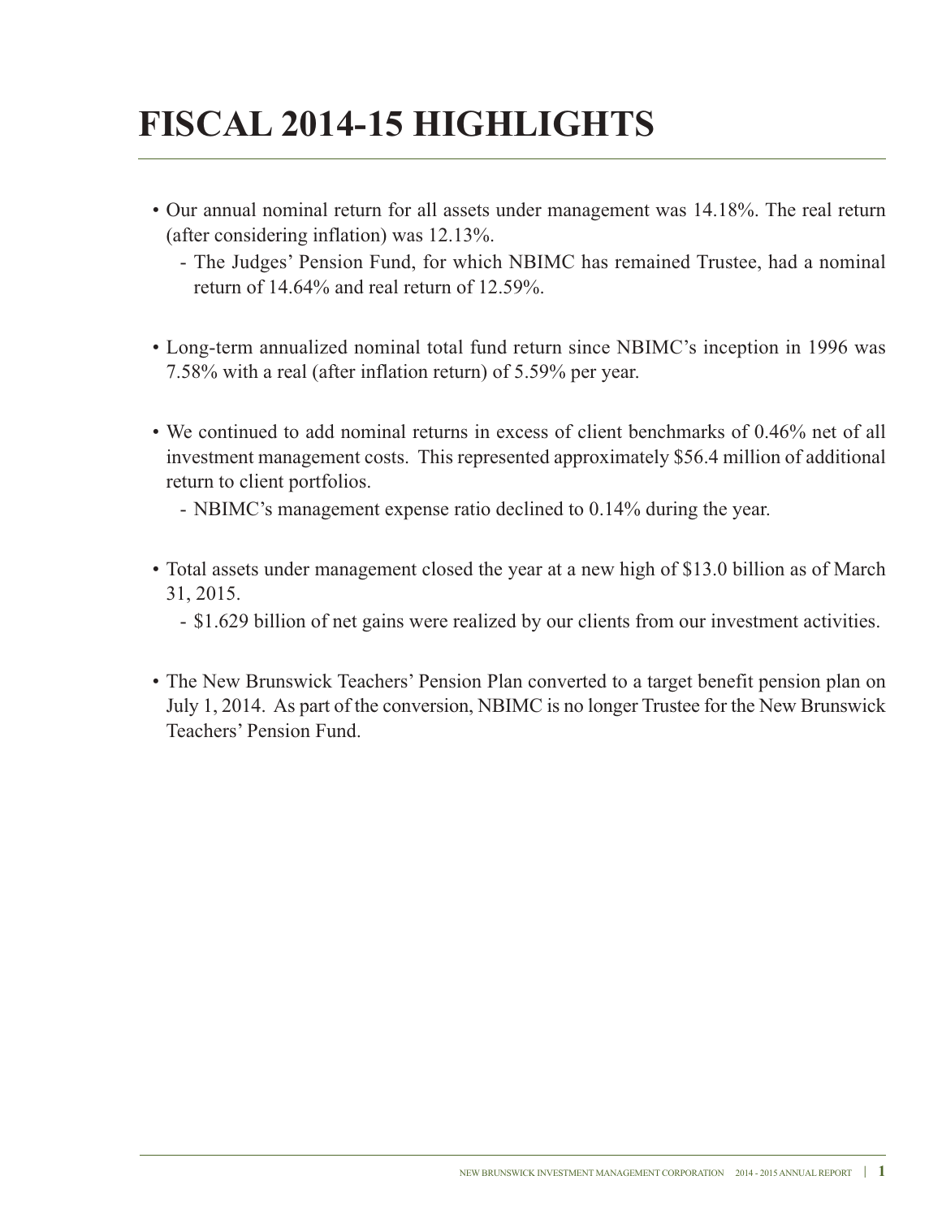# FISCAL 2014-15 HIGHLIGHTS

- Our annual nominal return for all assets under management was 14.18%. The real return (after considering inflation) was 12.13%.
  - The Judges' Pension Fund, for which NBIMC has remained Trustee, had a nominal return of 14.64% and real return of 12.59%.

- Long-term annualized nominal total fund return since NBIMC's inception in 1996 was 7.58% with a real (after inflation return) of 5.59% per year.

- We continued to add nominal returns in excess of client benchmarks of 0.46% net of all investment management costs. This represented approximately $56.4 million of additional return to client portfolios.
  - NBIMC's management expense ratio declined to 0.14% during the year.

- Total assets under management closed the year at a new high of $13.0 billion as of March 31, 2015.
  - $1.629 billion of net gains were realized by our clients from our investment activities.

- The New Brunswick Teachers' Pension Plan converted to a target benefit pension plan on July 1, 2014. As part of the conversion, NBIMC is no longer Trustee for the New Brunswick Teachers' Pension Fund.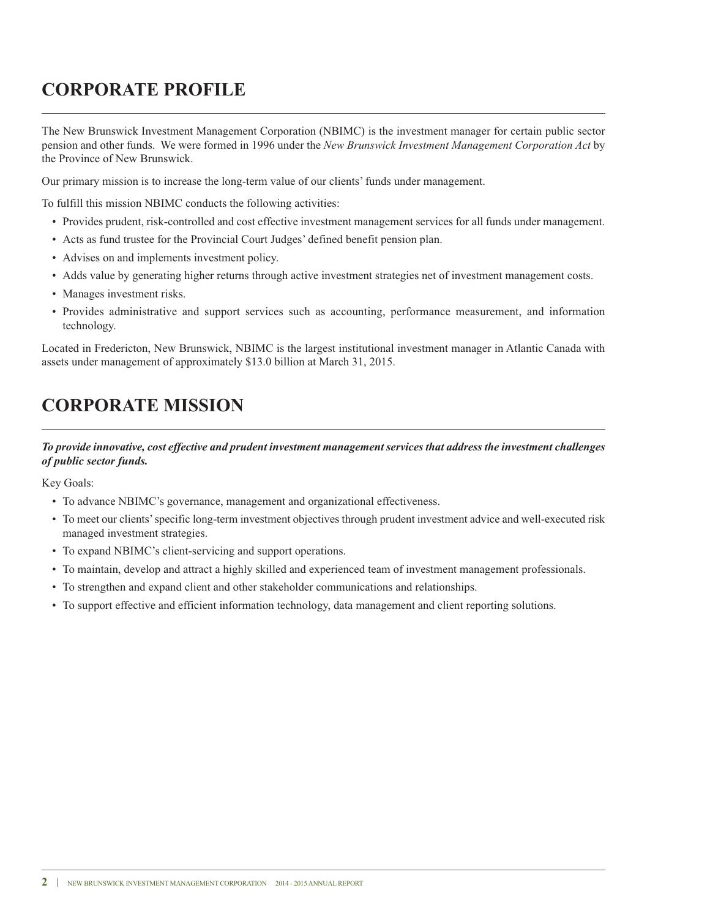# CORPORATE PROFILE

The New Brunswick Investment Management Corporation (NBIMC) is the investment manager for certain public sector pension and other funds. We were formed in 1996 under the *New Brunswick Investment Management Corporation Act* by the Province of New Brunswick.

Our primary mission is to increase the long-term value of our clients' funds under management.

To fulfill this mission NBIMC conducts the following activities:

- Provides prudent, risk-controlled and cost effective investment management services for all funds under management.
- Acts as fund trustee for the Provincial Court Judges' defined benefit pension plan.
- Advises on and implements investment policy.
- Adds value by generating higher returns through active investment strategies net of investment management costs.
- Manages investment risks.
- Provides administrative and support services such as accounting, performance measurement, and information technology.

Located in Fredericton, New Brunswick, NBIMC is the largest institutional investment manager in Atlantic Canada with assets under management of approximately $13.0 billion at March 31, 2015.

# CORPORATE MISSION

***To provide innovative, cost effective and prudent investment management services that address the investment challenges of public sector funds.***

Key Goals:

- To advance NBIMC's governance, management and organizational effectiveness.
- To meet our clients' specific long-term investment objectives through prudent investment advice and well-executed risk managed investment strategies.
- To expand NBIMC's client-servicing and support operations.
- To maintain, develop and attract a highly skilled and experienced team of investment management professionals.
- To strengthen and expand client and other stakeholder communications and relationships.
- To support effective and efficient information technology, data management and client reporting solutions.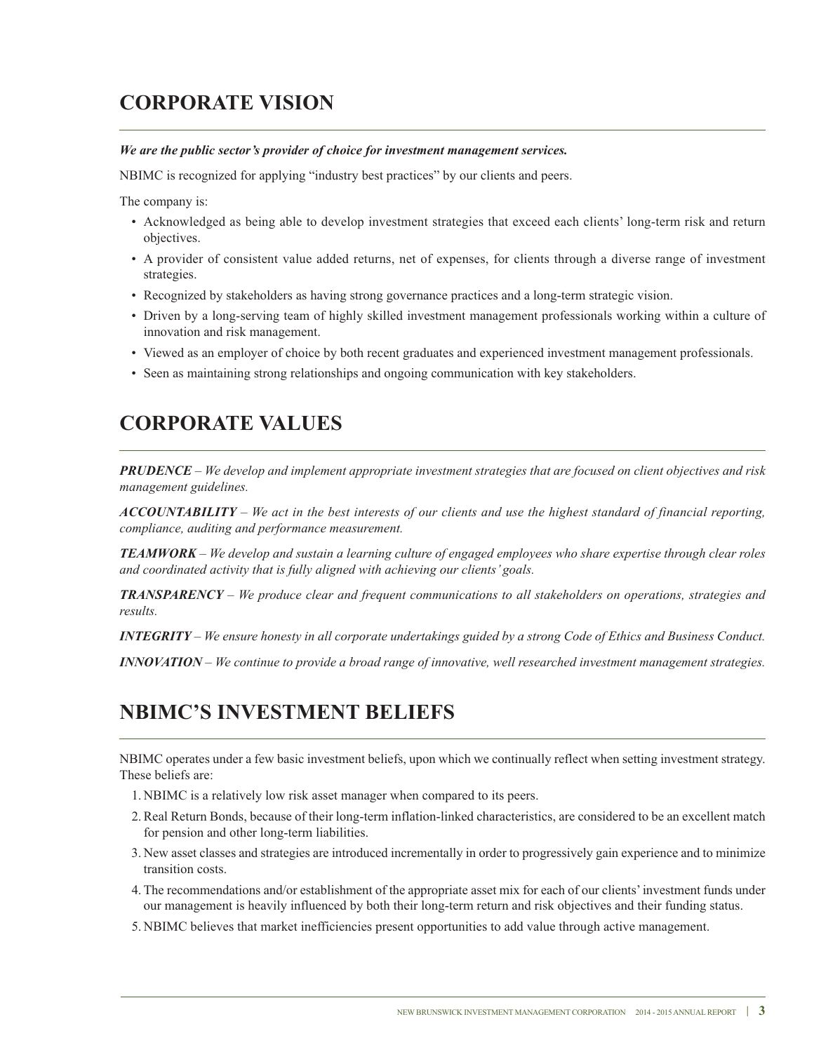## CORPORATE VISION

***We are the public sector's provider of choice for investment management services.***

NBIMC is recognized for applying "industry best practices" by our clients and peers.

The company is:

- Acknowledged as being able to develop investment strategies that exceed each clients' long-term risk and return objectives.
- A provider of consistent value added returns, net of expenses, for clients through a diverse range of investment strategies.
- Recognized by stakeholders as having strong governance practices and a long-term strategic vision.
- Driven by a long-serving team of highly skilled investment management professionals working within a culture of innovation and risk management.
- Viewed as an employer of choice by both recent graduates and experienced investment management professionals.
- Seen as maintaining strong relationships and ongoing communication with key stakeholders.

## CORPORATE VALUES

***PRUDENCE*** *– We develop and implement appropriate investment strategies that are focused on client objectives and risk management guidelines.*

***ACCOUNTABILITY*** *– We act in the best interests of our clients and use the highest standard of financial reporting, compliance, auditing and performance measurement.*

***TEAMWORK*** *– We develop and sustain a learning culture of engaged employees who share expertise through clear roles and coordinated activity that is fully aligned with achieving our clients' goals.*

***TRANSPARENCY*** *– We produce clear and frequent communications to all stakeholders on operations, strategies and results.*

***INTEGRITY*** *– We ensure honesty in all corporate undertakings guided by a strong Code of Ethics and Business Conduct.*

***INNOVATION*** *– We continue to provide a broad range of innovative, well researched investment management strategies.*

## NBIMC'S INVESTMENT BELIEFS

NBIMC operates under a few basic investment beliefs, upon which we continually reflect when setting investment strategy. These beliefs are:

1. NBIMC is a relatively low risk asset manager when compared to its peers.
2. Real Return Bonds, because of their long-term inflation-linked characteristics, are considered to be an excellent match for pension and other long-term liabilities.
3. New asset classes and strategies are introduced incrementally in order to progressively gain experience and to minimize transition costs.
4. The recommendations and/or establishment of the appropriate asset mix for each of our clients' investment funds under our management is heavily influenced by both their long-term return and risk objectives and their funding status.
5. NBIMC believes that market inefficiencies present opportunities to add value through active management.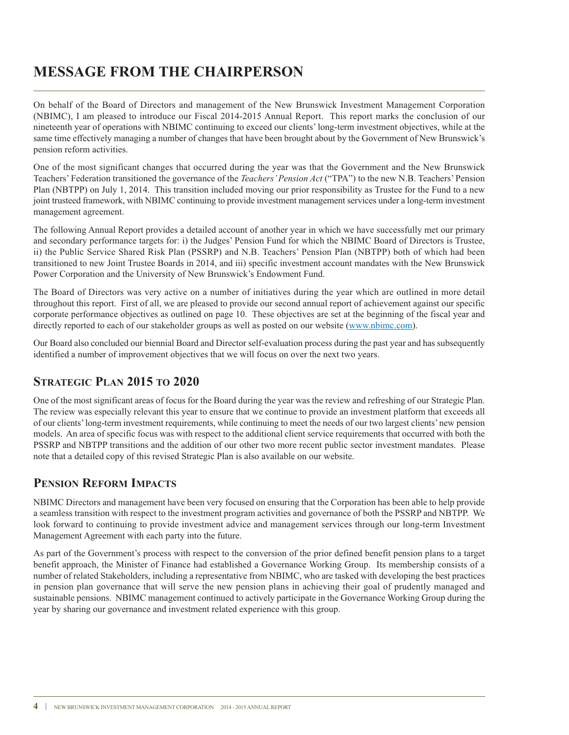# MESSAGE FROM THE CHAIRPERSON

On behalf of the Board of Directors and management of the New Brunswick Investment Management Corporation (NBIMC), I am pleased to introduce our Fiscal 2014-2015 Annual Report. This report marks the conclusion of our nineteenth year of operations with NBIMC continuing to exceed our clients' long-term investment objectives, while at the same time effectively managing a number of changes that have been brought about by the Government of New Brunswick's pension reform activities.

One of the most significant changes that occurred during the year was that the Government and the New Brunswick Teachers' Federation transitioned the governance of the *Teachers' Pension Act* ("TPA") to the new N.B. Teachers' Pension Plan (NBTPP) on July 1, 2014. This transition included moving our prior responsibility as Trustee for the Fund to a new joint trusteed framework, with NBIMC continuing to provide investment management services under a long-term investment management agreement.

The following Annual Report provides a detailed account of another year in which we have successfully met our primary and secondary performance targets for: i) the Judges' Pension Fund for which the NBIMC Board of Directors is Trustee, ii) the Public Service Shared Risk Plan (PSSRP) and N.B. Teachers' Pension Plan (NBTPP) both of which had been transitioned to new Joint Trustee Boards in 2014, and iii) specific investment account mandates with the New Brunswick Power Corporation and the University of New Brunswick's Endowment Fund.

The Board of Directors was very active on a number of initiatives during the year which are outlined in more detail throughout this report. First of all, we are pleased to provide our second annual report of achievement against our specific corporate performance objectives as outlined on page 10. These objectives are set at the beginning of the fiscal year and directly reported to each of our stakeholder groups as well as posted on our website (www.nbimc.com).

Our Board also concluded our biennial Board and Director self-evaluation process during the past year and has subsequently identified a number of improvement objectives that we will focus on over the next two years.

## Strategic Plan 2015 to 2020

One of the most significant areas of focus for the Board during the year was the review and refreshing of our Strategic Plan. The review was especially relevant this year to ensure that we continue to provide an investment platform that exceeds all of our clients' long-term investment requirements, while continuing to meet the needs of our two largest clients' new pension models. An area of specific focus was with respect to the additional client service requirements that occurred with both the PSSRP and NBTPP transitions and the addition of our other two more recent public sector investment mandates. Please note that a detailed copy of this revised Strategic Plan is also available on our website.

## Pension Reform Impacts

NBIMC Directors and management have been very focused on ensuring that the Corporation has been able to help provide a seamless transition with respect to the investment program activities and governance of both the PSSRP and NBTPP. We look forward to continuing to provide investment advice and management services through our long-term Investment Management Agreement with each party into the future.

As part of the Government's process with respect to the conversion of the prior defined benefit pension plans to a target benefit approach, the Minister of Finance had established a Governance Working Group. Its membership consists of a number of related Stakeholders, including a representative from NBIMC, who are tasked with developing the best practices in pension plan governance that will serve the new pension plans in achieving their goal of prudently managed and sustainable pensions. NBIMC management continued to actively participate in the Governance Working Group during the year by sharing our governance and investment related experience with this group.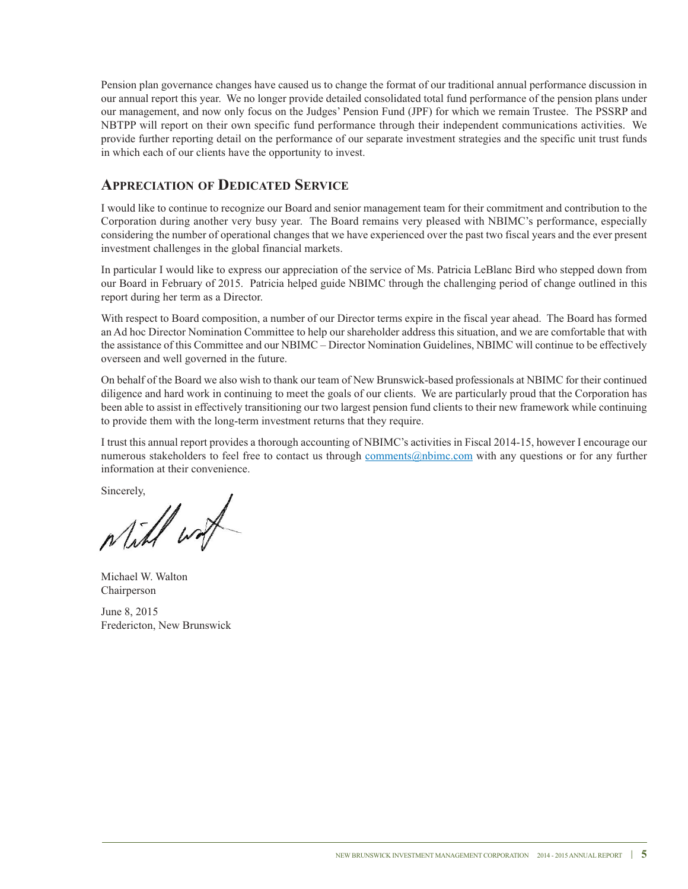Pension plan governance changes have caused us to change the format of our traditional annual performance discussion in our annual report this year. We no longer provide detailed consolidated total fund performance of the pension plans under our management, and now only focus on the Judges' Pension Fund (JPF) for which we remain Trustee. The PSSRP and NBTPP will report on their own specific fund performance through their independent communications activities. We provide further reporting detail on the performance of our separate investment strategies and the specific unit trust funds in which each of our clients have the opportunity to invest.

## Appreciation of Dedicated Service

I would like to continue to recognize our Board and senior management team for their commitment and contribution to the Corporation during another very busy year. The Board remains very pleased with NBIMC's performance, especially considering the number of operational changes that we have experienced over the past two fiscal years and the ever present investment challenges in the global financial markets.

In particular I would like to express our appreciation of the service of Ms. Patricia LeBlanc Bird who stepped down from our Board in February of 2015. Patricia helped guide NBIMC through the challenging period of change outlined in this report during her term as a Director.

With respect to Board composition, a number of our Director terms expire in the fiscal year ahead. The Board has formed an Ad hoc Director Nomination Committee to help our shareholder address this situation, and we are comfortable that with the assistance of this Committee and our NBIMC – Director Nomination Guidelines, NBIMC will continue to be effectively overseen and well governed in the future.

On behalf of the Board we also wish to thank our team of New Brunswick-based professionals at NBIMC for their continued diligence and hard work in continuing to meet the goals of our clients. We are particularly proud that the Corporation has been able to assist in effectively transitioning our two largest pension fund clients to their new framework while continuing to provide them with the long-term investment returns that they require.

I trust this annual report provides a thorough accounting of NBIMC's activities in Fiscal 2014-15, however I encourage our numerous stakeholders to feel free to contact us through comments@nbimc.com with any questions or for any further information at their convenience.

Sincerely,

Michael W. Walton
Chairperson

June 8, 2015
Fredericton, New Brunswick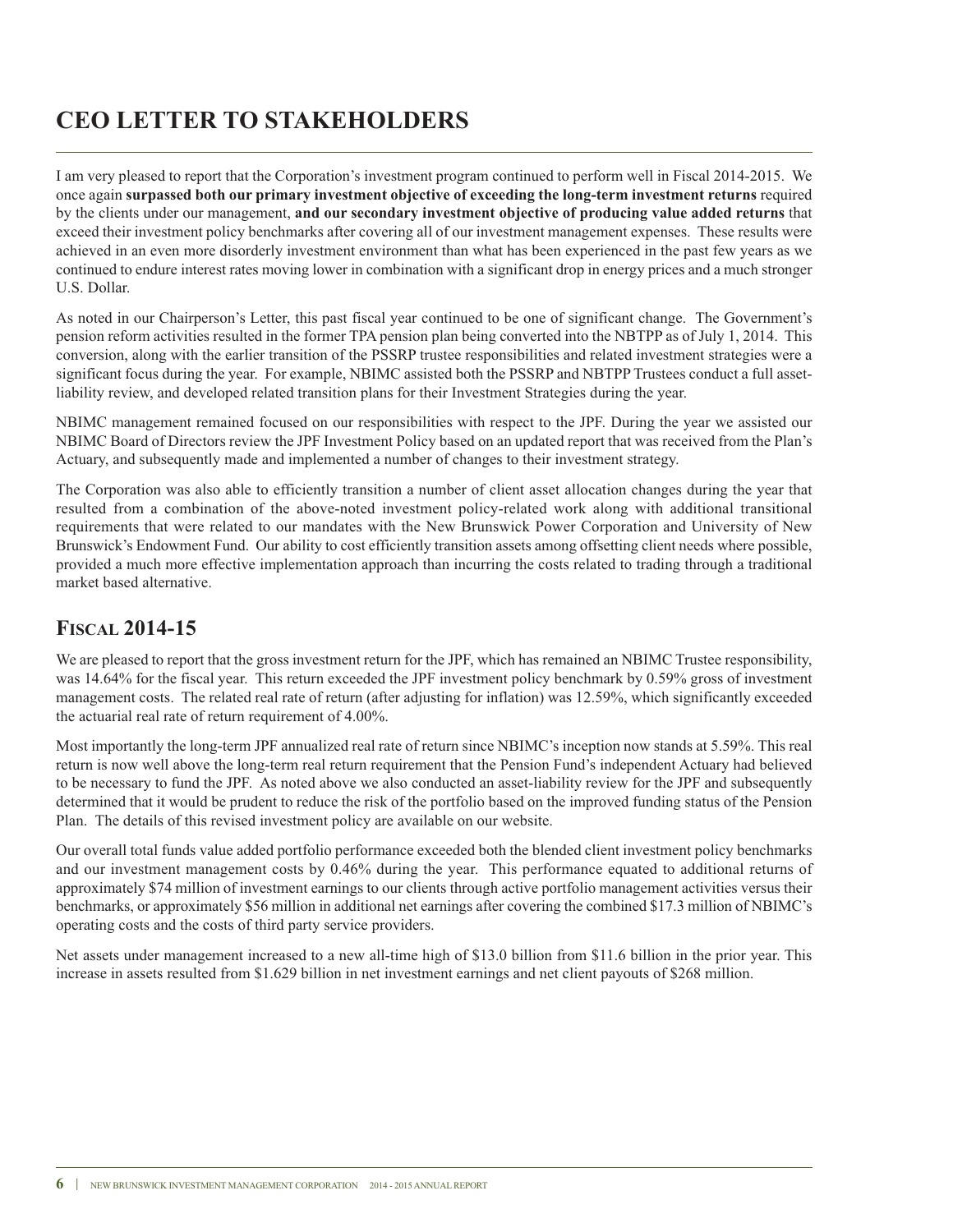# CEO LETTER TO STAKEHOLDERS

I am very pleased to report that the Corporation's investment program continued to perform well in Fiscal 2014-2015. We once again **surpassed both our primary investment objective of exceeding the long-term investment returns** required by the clients under our management, **and our secondary investment objective of producing value added returns** that exceed their investment policy benchmarks after covering all of our investment management expenses. These results were achieved in an even more disorderly investment environment than what has been experienced in the past few years as we continued to endure interest rates moving lower in combination with a significant drop in energy prices and a much stronger U.S. Dollar.

As noted in our Chairperson's Letter, this past fiscal year continued to be one of significant change. The Government's pension reform activities resulted in the former TPA pension plan being converted into the NBTPP as of July 1, 2014. This conversion, along with the earlier transition of the PSSRP trustee responsibilities and related investment strategies were a significant focus during the year. For example, NBIMC assisted both the PSSRP and NBTPP Trustees conduct a full asset-liability review, and developed related transition plans for their Investment Strategies during the year.

NBIMC management remained focused on our responsibilities with respect to the JPF. During the year we assisted our NBIMC Board of Directors review the JPF Investment Policy based on an updated report that was received from the Plan's Actuary, and subsequently made and implemented a number of changes to their investment strategy.

The Corporation was also able to efficiently transition a number of client asset allocation changes during the year that resulted from a combination of the above-noted investment policy-related work along with additional transitional requirements that were related to our mandates with the New Brunswick Power Corporation and University of New Brunswick's Endowment Fund. Our ability to cost efficiently transition assets among offsetting client needs where possible, provided a much more effective implementation approach than incurring the costs related to trading through a traditional market based alternative.

## Fiscal 2014-15

We are pleased to report that the gross investment return for the JPF, which has remained an NBIMC Trustee responsibility, was 14.64% for the fiscal year. This return exceeded the JPF investment policy benchmark by 0.59% gross of investment management costs. The related real rate of return (after adjusting for inflation) was 12.59%, which significantly exceeded the actuarial real rate of return requirement of 4.00%.

Most importantly the long-term JPF annualized real rate of return since NBIMC's inception now stands at 5.59%. This real return is now well above the long-term real return requirement that the Pension Fund's independent Actuary had believed to be necessary to fund the JPF. As noted above we also conducted an asset-liability review for the JPF and subsequently determined that it would be prudent to reduce the risk of the portfolio based on the improved funding status of the Pension Plan. The details of this revised investment policy are available on our website.

Our overall total funds value added portfolio performance exceeded both the blended client investment policy benchmarks and our investment management costs by 0.46% during the year. This performance equated to additional returns of approximately $74 million of investment earnings to our clients through active portfolio management activities versus their benchmarks, or approximately $56 million in additional net earnings after covering the combined $17.3 million of NBIMC's operating costs and the costs of third party service providers.

Net assets under management increased to a new all-time high of $13.0 billion from $11.6 billion in the prior year. This increase in assets resulted from $1.629 billion in net investment earnings and net client payouts of $268 million.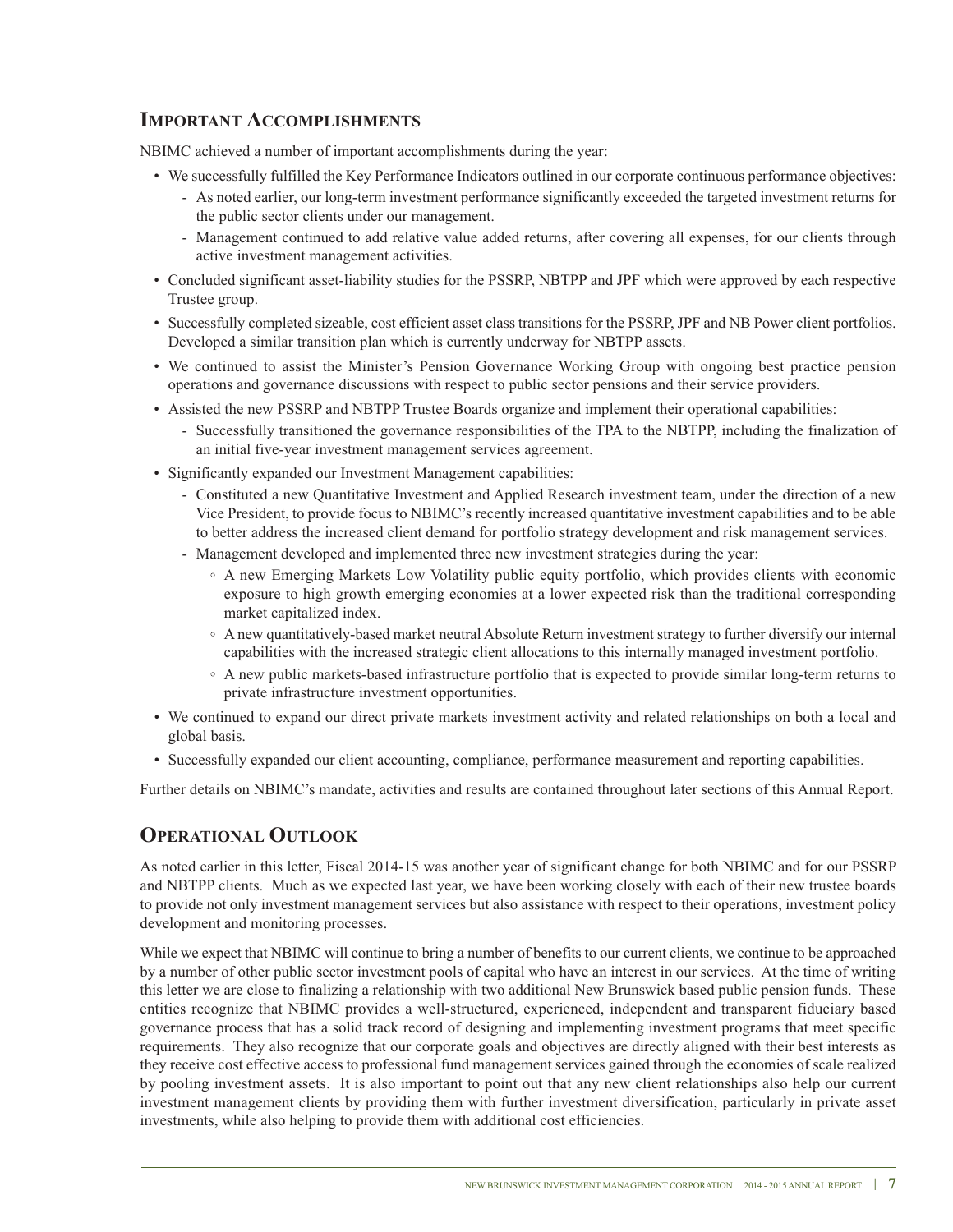## Important Accomplishments

NBIMC achieved a number of important accomplishments during the year:

- We successfully fulfilled the Key Performance Indicators outlined in our corporate continuous performance objectives:
  - As noted earlier, our long-term investment performance significantly exceeded the targeted investment returns for the public sector clients under our management.
  - Management continued to add relative value added returns, after covering all expenses, for our clients through active investment management activities.
- Concluded significant asset-liability studies for the PSSRP, NBTPP and JPF which were approved by each respective Trustee group.
- Successfully completed sizeable, cost efficient asset class transitions for the PSSRP, JPF and NB Power client portfolios. Developed a similar transition plan which is currently underway for NBTPP assets.
- We continued to assist the Minister's Pension Governance Working Group with ongoing best practice pension operations and governance discussions with respect to public sector pensions and their service providers.
- Assisted the new PSSRP and NBTPP Trustee Boards organize and implement their operational capabilities:
  - Successfully transitioned the governance responsibilities of the TPA to the NBTPP, including the finalization of an initial five-year investment management services agreement.
- Significantly expanded our Investment Management capabilities:
  - Constituted a new Quantitative Investment and Applied Research investment team, under the direction of a new Vice President, to provide focus to NBIMC's recently increased quantitative investment capabilities and to be able to better address the increased client demand for portfolio strategy development and risk management services.
  - Management developed and implemented three new investment strategies during the year:
    - A new Emerging Markets Low Volatility public equity portfolio, which provides clients with economic exposure to high growth emerging economies at a lower expected risk than the traditional corresponding market capitalized index.
    - A new quantitatively-based market neutral Absolute Return investment strategy to further diversify our internal capabilities with the increased strategic client allocations to this internally managed investment portfolio.
    - A new public markets-based infrastructure portfolio that is expected to provide similar long-term returns to private infrastructure investment opportunities.
- We continued to expand our direct private markets investment activity and related relationships on both a local and global basis.
- Successfully expanded our client accounting, compliance, performance measurement and reporting capabilities.

Further details on NBIMC's mandate, activities and results are contained throughout later sections of this Annual Report.

## Operational Outlook

As noted earlier in this letter, Fiscal 2014-15 was another year of significant change for both NBIMC and for our PSSRP and NBTPP clients. Much as we expected last year, we have been working closely with each of their new trustee boards to provide not only investment management services but also assistance with respect to their operations, investment policy development and monitoring processes.

While we expect that NBIMC will continue to bring a number of benefits to our current clients, we continue to be approached by a number of other public sector investment pools of capital who have an interest in our services. At the time of writing this letter we are close to finalizing a relationship with two additional New Brunswick based public pension funds. These entities recognize that NBIMC provides a well-structured, experienced, independent and transparent fiduciary based governance process that has a solid track record of designing and implementing investment programs that meet specific requirements. They also recognize that our corporate goals and objectives are directly aligned with their best interests as they receive cost effective access to professional fund management services gained through the economies of scale realized by pooling investment assets. It is also important to point out that any new client relationships also help our current investment management clients by providing them with further investment diversification, particularly in private asset investments, while also helping to provide them with additional cost efficiencies.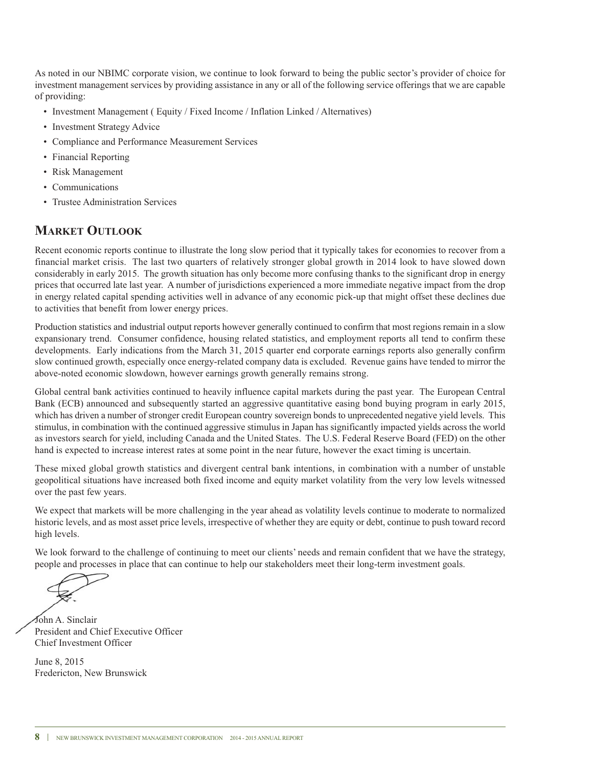As noted in our NBIMC corporate vision, we continue to look forward to being the public sector's provider of choice for investment management services by providing assistance in any or all of the following service offerings that we are capable of providing:

- Investment Management ( Equity / Fixed Income / Inflation Linked / Alternatives)
- Investment Strategy Advice
- Compliance and Performance Measurement Services
- Financial Reporting
- Risk Management
- Communications
- Trustee Administration Services

## Market Outlook

Recent economic reports continue to illustrate the long slow period that it typically takes for economies to recover from a financial market crisis. The last two quarters of relatively stronger global growth in 2014 look to have slowed down considerably in early 2015. The growth situation has only become more confusing thanks to the significant drop in energy prices that occurred late last year. A number of jurisdictions experienced a more immediate negative impact from the drop in energy related capital spending activities well in advance of any economic pick-up that might offset these declines due to activities that benefit from lower energy prices.

Production statistics and industrial output reports however generally continued to confirm that most regions remain in a slow expansionary trend. Consumer confidence, housing related statistics, and employment reports all tend to confirm these developments. Early indications from the March 31, 2015 quarter end corporate earnings reports also generally confirm slow continued growth, especially once energy-related company data is excluded. Revenue gains have tended to mirror the above-noted economic slowdown, however earnings growth generally remains strong.

Global central bank activities continued to heavily influence capital markets during the past year. The European Central Bank (ECB) announced and subsequently started an aggressive quantitative easing bond buying program in early 2015, which has driven a number of stronger credit European country sovereign bonds to unprecedented negative yield levels. This stimulus, in combination with the continued aggressive stimulus in Japan has significantly impacted yields across the world as investors search for yield, including Canada and the United States. The U.S. Federal Reserve Board (FED) on the other hand is expected to increase interest rates at some point in the near future, however the exact timing is uncertain.

These mixed global growth statistics and divergent central bank intentions, in combination with a number of unstable geopolitical situations have increased both fixed income and equity market volatility from the very low levels witnessed over the past few years.

We expect that markets will be more challenging in the year ahead as volatility levels continue to moderate to normalized historic levels, and as most asset price levels, irrespective of whether they are equity or debt, continue to push toward record high levels.

We look forward to the challenge of continuing to meet our clients' needs and remain confident that we have the strategy, people and processes in place that can continue to help our stakeholders meet their long-term investment goals.

John A. Sinclair
President and Chief Executive Officer
Chief Investment Officer

June 8, 2015
Fredericton, New Brunswick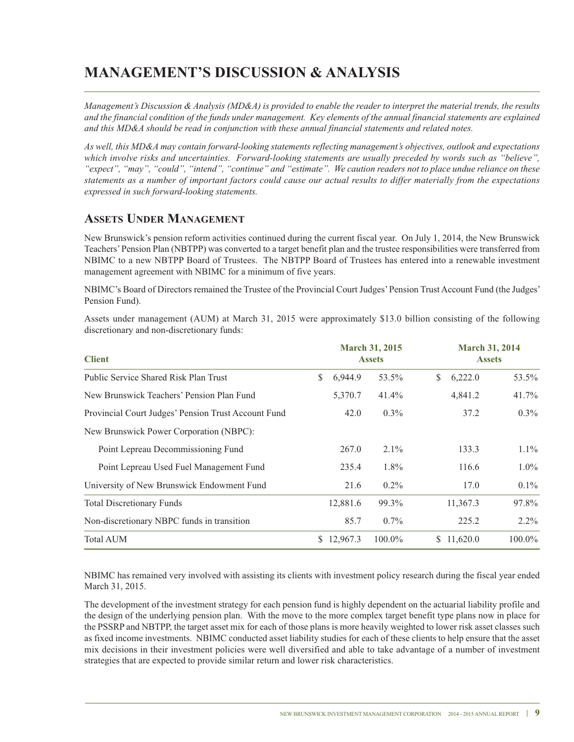# MANAGEMENT'S DISCUSSION & ANALYSIS

*Management's Discussion & Analysis (MD&A) is provided to enable the reader to interpret the material trends, the results and the financial condition of the funds under management. Key elements of the annual financial statements are explained and this MD&A should be read in conjunction with these annual financial statements and related notes.*

*As well, this MD&A may contain forward-looking statements reflecting management's objectives, outlook and expectations which involve risks and uncertainties. Forward-looking statements are usually preceded by words such as "believe", "expect", "may", "could", "intend", "continue" and "estimate". We caution readers not to place undue reliance on these statements as a number of important factors could cause our actual results to differ materially from the expectations expressed in such forward-looking statements.*

## Assets Under Management

New Brunswick's pension reform activities continued during the current fiscal year. On July 1, 2014, the New Brunswick Teachers' Pension Plan (NBTPP) was converted to a target benefit plan and the trustee responsibilities were transferred from NBIMC to a new NBTPP Board of Trustees. The NBTPP Board of Trustees has entered into a renewable investment management agreement with NBIMC for a minimum of five years.

NBIMC's Board of Directors remained the Trustee of the Provincial Court Judges' Pension Trust Account Fund (the Judges' Pension Fund).

Assets under management (AUM) at March 31, 2015 were approximately $13.0 billion consisting of the following discretionary and non-discretionary funds:

| Client | March 31, 2015 Assets | | March 31, 2014 Assets | |
|---|---|---|---|---|
| Public Service Shared Risk Plan Trust | $ 6,944.9 | 53.5% | $ 6,222.0 | 53.5% |
| New Brunswick Teachers' Pension Plan Fund | 5,370.7 | 41.4% | 4,841.2 | 41.7% |
| Provincial Court Judges' Pension Trust Account Fund | 42.0 | 0.3% | 37.2 | 0.3% |
| New Brunswick Power Corporation (NBPC): | | | | |
| Point Lepreau Decommissioning Fund | 267.0 | 2.1% | 133.3 | 1.1% |
| Point Lepreau Used Fuel Management Fund | 235.4 | 1.8% | 116.6 | 1.0% |
| University of New Brunswick Endowment Fund | 21.6 | 0.2% | 17.0 | 0.1% |
| Total Discretionary Funds | 12,881.6 | 99.3% | 11,367.3 | 97.8% |
| Non-discretionary NBPC funds in transition | 85.7 | 0.7% | 225.2 | 2.2% |
| Total AUM | $ 12,967.3 | 100.0% | $ 11,620.0 | 100.0% |

NBIMC has remained very involved with assisting its clients with investment policy research during the fiscal year ended March 31, 2015.

The development of the investment strategy for each pension fund is highly dependent on the actuarial liability profile and the design of the underlying pension plan. With the move to the more complex target benefit type plans now in place for the PSSRP and NBTPP, the target asset mix for each of those plans is more heavily weighted to lower risk asset classes such as fixed income investments. NBIMC conducted asset liability studies for each of these clients to help ensure that the asset mix decisions in their investment policies were well diversified and able to take advantage of a number of investment strategies that are expected to provide similar return and lower risk characteristics.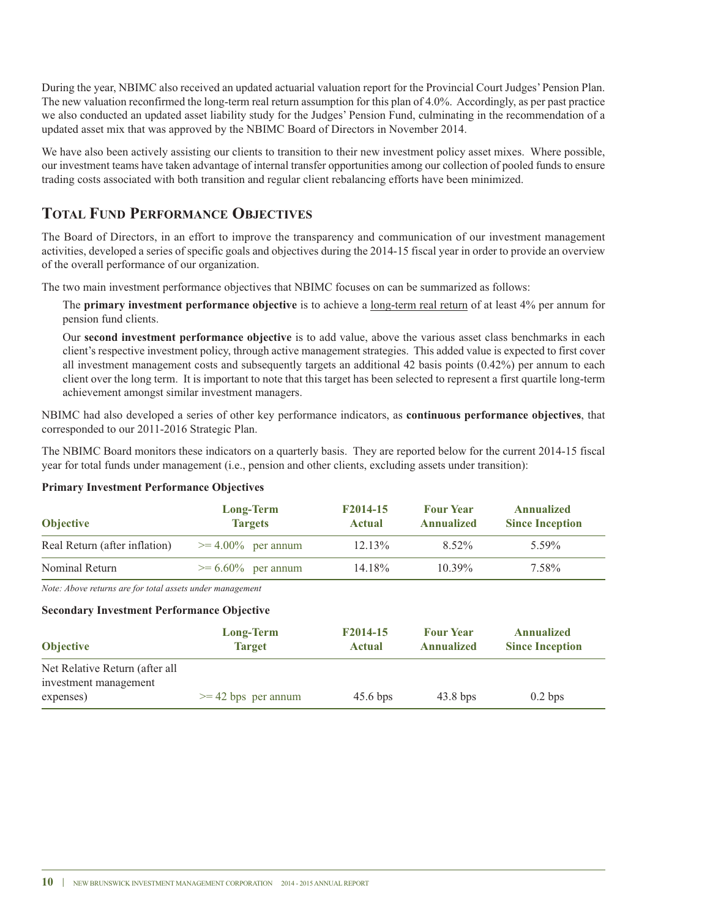During the year, NBIMC also received an updated actuarial valuation report for the Provincial Court Judges' Pension Plan. The new valuation reconfirmed the long-term real return assumption for this plan of 4.0%. Accordingly, as per past practice we also conducted an updated asset liability study for the Judges' Pension Fund, culminating in the recommendation of a updated asset mix that was approved by the NBIMC Board of Directors in November 2014.

We have also been actively assisting our clients to transition to their new investment policy asset mixes. Where possible, our investment teams have taken advantage of internal transfer opportunities among our collection of pooled funds to ensure trading costs associated with both transition and regular client rebalancing efforts have been minimized.

## Total Fund Performance Objectives

The Board of Directors, in an effort to improve the transparency and communication of our investment management activities, developed a series of specific goals and objectives during the 2014-15 fiscal year in order to provide an overview of the overall performance of our organization.

The two main investment performance objectives that NBIMC focuses on can be summarized as follows:

The **primary investment performance objective** is to achieve a long-term real return of at least 4% per annum for pension fund clients.

Our **second investment performance objective** is to add value, above the various asset class benchmarks in each client's respective investment policy, through active management strategies. This added value is expected to first cover all investment management costs and subsequently targets an additional 42 basis points (0.42%) per annum to each client over the long term. It is important to note that this target has been selected to represent a first quartile long-term achievement amongst similar investment managers.

NBIMC had also developed a series of other key performance indicators, as **continuous performance objectives**, that corresponded to our 2011-2016 Strategic Plan.

The NBIMC Board monitors these indicators on a quarterly basis. They are reported below for the current 2014-15 fiscal year for total funds under management (i.e., pension and other clients, excluding assets under transition):

**Primary Investment Performance Objectives**

| Objective | Long-Term Targets | F2014-15 Actual | Four Year Annualized | Annualized Since Inception |
|---|---|---|---|---|
| Real Return (after inflation) | >= 4.00% per annum | 12.13% | 8.52% | 5.59% |
| Nominal Return | >= 6.60% per annum | 14.18% | 10.39% | 7.58% |

*Note: Above returns are for total assets under management*

**Secondary Investment Performance Objective**

| Objective | Long-Term Target | F2014-15 Actual | Four Year Annualized | Annualized Since Inception |
|---|---|---|---|---|
| Net Relative Return (after all investment management expenses) | >= 42 bps per annum | 45.6 bps | 43.8 bps | 0.2 bps |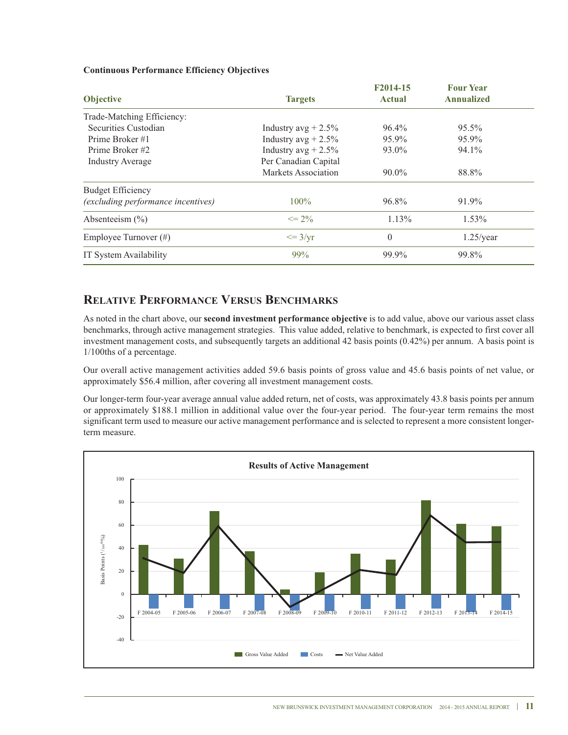**Continuous Performance Efficiency Objectives**

| Objective | Targets | F2014-15 Actual | Four Year Annualized |
|---|---|---|---|
| Trade-Matching Efficiency: | | | |
| Securities Custodian | Industry avg + 2.5% | 96.4% | 95.5% |
| Prime Broker #1 | Industry avg + 2.5% | 95.9% | 95.9% |
| Prime Broker #2 | Industry avg + 2.5% | 93.0% | 94.1% |
| Industry Average | Per Canadian Capital Markets Association | 90.0% | 88.8% |
| Budget Efficiency *(excluding performance incentives)* | 100% | 96.8% | 91.9% |
| Absenteeism (%) | <= 2% | 1.13% | 1.53% |
| Employee Turnover (#) | <= 3/yr | 0 | 1.25/year |
| IT System Availability | 99% | 99.9% | 99.8% |

## Relative Performance Versus Benchmarks

As noted in the chart above, our **second investment performance objective** is to add value, above our various asset class benchmarks, through active management strategies. This value added, relative to benchmark, is expected to first cover all investment management costs, and subsequently targets an additional 42 basis points (0.42%) per annum. A basis point is 1/100ths of a percentage.

Our overall active management activities added 59.6 basis points of gross value and 45.6 basis points of net value, or approximately $56.4 million, after covering all investment management costs.

Our longer-term four-year average annual value added return, net of costs, was approximately 43.8 basis points per annum or approximately $188.1 million in additional value over the four-year period. The four-year term remains the most significant term used to measure our active management performance and is selected to represent a more consistent longer-term measure.

**Results of Active Management**

Basis Points (1/100th %)

F 2004-05, F 2005-06, F 2006-07, F 2007-08, F 2008-09, F 2009-10, F 2010-11, F 2011-12, F 2012-13, F 2013-14, F 2014-15

Gross Value Added · Costs · Net Value Added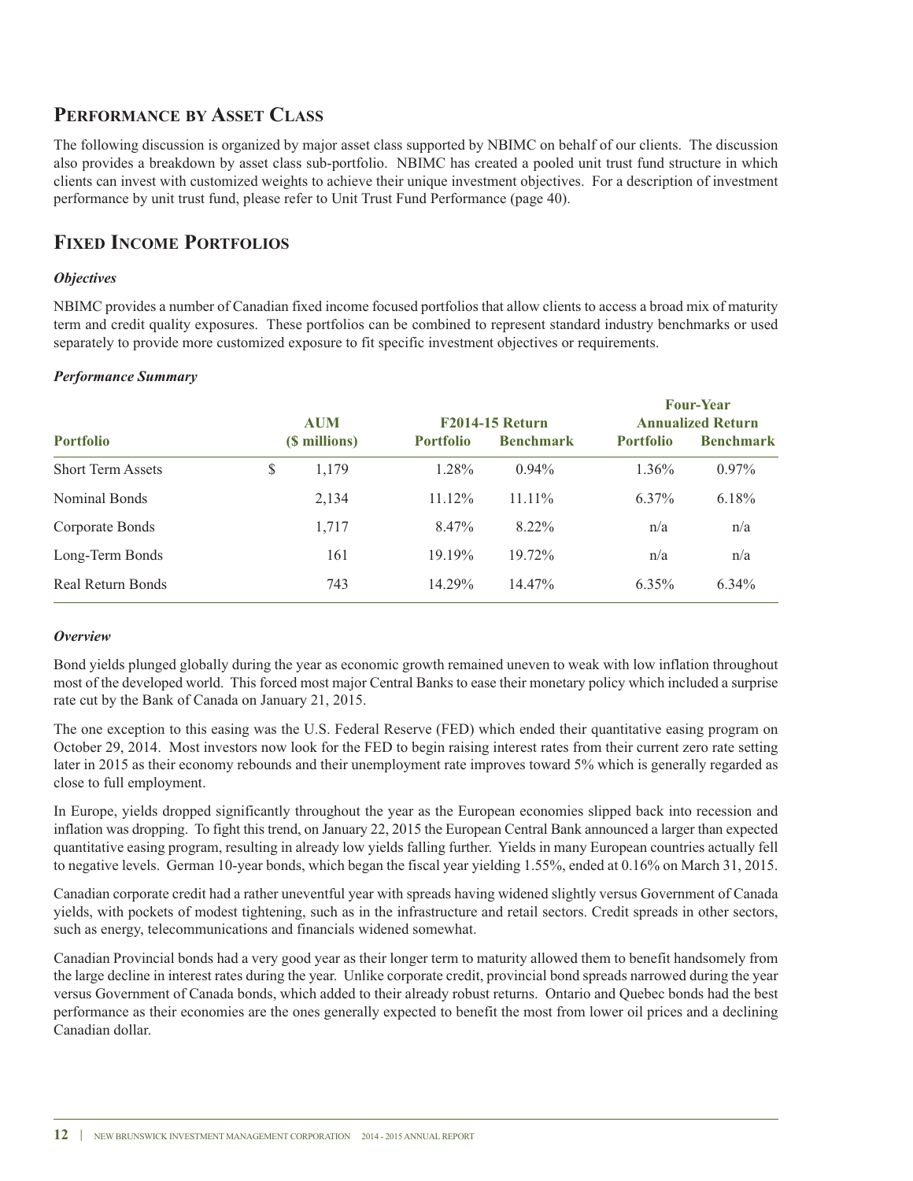## Performance by Asset Class

The following discussion is organized by major asset class supported by NBIMC on behalf of our clients. The discussion also provides a breakdown by asset class sub-portfolio. NBIMC has created a pooled unit trust fund structure in which clients can invest with customized weights to achieve their unique investment objectives. For a description of investment performance by unit trust fund, please refer to Unit Trust Fund Performance (page 40).

## Fixed Income Portfolios

### *Objectives*

NBIMC provides a number of Canadian fixed income focused portfolios that allow clients to access a broad mix of maturity term and credit quality exposures. These portfolios can be combined to represent standard industry benchmarks or used separately to provide more customized exposure to fit specific investment objectives or requirements.

### *Performance Summary*

| Portfolio | AUM ($ millions) | F2014-15 Return | | Four-Year Annualized Return | |
|---|---|---|---|---|---|
| | | Portfolio | Benchmark | Portfolio | Benchmark |
| Short Term Assets | $ 1,179 | 1.28% | 0.94% | 1.36% | 0.97% |
| Nominal Bonds | 2,134 | 11.12% | 11.11% | 6.37% | 6.18% |
| Corporate Bonds | 1,717 | 8.47% | 8.22% | n/a | n/a |
| Long-Term Bonds | 161 | 19.19% | 19.72% | n/a | n/a |
| Real Return Bonds | 743 | 14.29% | 14.47% | 6.35% | 6.34% |

### *Overview*

Bond yields plunged globally during the year as economic growth remained uneven to weak with low inflation throughout most of the developed world. This forced most major Central Banks to ease their monetary policy which included a surprise rate cut by the Bank of Canada on January 21, 2015.

The one exception to this easing was the U.S. Federal Reserve (FED) which ended their quantitative easing program on October 29, 2014. Most investors now look for the FED to begin raising interest rates from their current zero rate setting later in 2015 as their economy rebounds and their unemployment rate improves toward 5% which is generally regarded as close to full employment.

In Europe, yields dropped significantly throughout the year as the European economies slipped back into recession and inflation was dropping. To fight this trend, on January 22, 2015 the European Central Bank announced a larger than expected quantitative easing program, resulting in already low yields falling further. Yields in many European countries actually fell to negative levels. German 10-year bonds, which began the fiscal year yielding 1.55%, ended at 0.16% on March 31, 2015.

Canadian corporate credit had a rather uneventful year with spreads having widened slightly versus Government of Canada yields, with pockets of modest tightening, such as in the infrastructure and retail sectors. Credit spreads in other sectors, such as energy, telecommunications and financials widened somewhat.

Canadian Provincial bonds had a very good year as their longer term to maturity allowed them to benefit handsomely from the large decline in interest rates during the year. Unlike corporate credit, provincial bond spreads narrowed during the year versus Government of Canada bonds, which added to their already robust returns. Ontario and Quebec bonds had the best performance as their economies are the ones generally expected to benefit the most from lower oil prices and a declining Canadian dollar.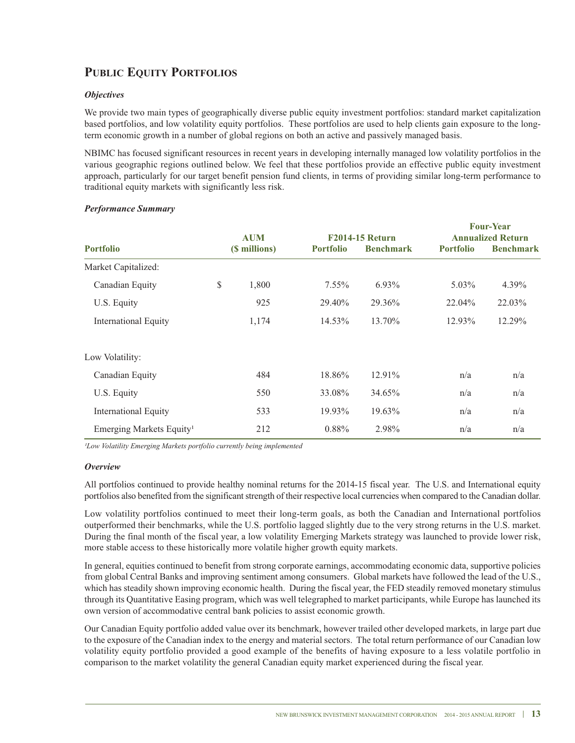## Public Equity Portfolios

### *Objectives*

We provide two main types of geographically diverse public equity investment portfolios: standard market capitalization based portfolios, and low volatility equity portfolios. These portfolios are used to help clients gain exposure to the long-term economic growth in a number of global regions on both an active and passively managed basis.

NBIMC has focused significant resources in recent years in developing internally managed low volatility portfolios in the various geographic regions outlined below. We feel that these portfolios provide an effective public equity investment approach, particularly for our target benefit pension fund clients, in terms of providing similar long-term performance to traditional equity markets with significantly less risk.

### *Performance Summary*

| Portfolio | AUM ($ millions) | F2014-15 Return | | Four-Year Annualized Return | |
|---|---|---|---|---|---|
| | | Portfolio | Benchmark | Portfolio | Benchmark |
| Market Capitalized: | | | | | |
| Canadian Equity | $ 1,800 | 7.55% | 6.93% | 5.03% | 4.39% |
| U.S. Equity | 925 | 29.40% | 29.36% | 22.04% | 22.03% |
| International Equity | 1,174 | 14.53% | 13.70% | 12.93% | 12.29% |
| Low Volatility: | | | | | |
| Canadian Equity | 484 | 18.86% | 12.91% | n/a | n/a |
| U.S. Equity | 550 | 33.08% | 34.65% | n/a | n/a |
| International Equity | 533 | 19.93% | 19.63% | n/a | n/a |
| Emerging Markets Equity[1] | 212 | 0.88% | 2.98% | n/a | n/a |

*[1]Low Volatility Emerging Markets portfolio currently being implemented*

### *Overview*

All portfolios continued to provide healthy nominal returns for the 2014-15 fiscal year. The U.S. and International equity portfolios also benefited from the significant strength of their respective local currencies when compared to the Canadian dollar.

Low volatility portfolios continued to meet their long-term goals, as both the Canadian and International portfolios outperformed their benchmarks, while the U.S. portfolio lagged slightly due to the very strong returns in the U.S. market. During the final month of the fiscal year, a low volatility Emerging Markets strategy was launched to provide lower risk, more stable access to these historically more volatile higher growth equity markets.

In general, equities continued to benefit from strong corporate earnings, accommodating economic data, supportive policies from global Central Banks and improving sentiment among consumers. Global markets have followed the lead of the U.S., which has steadily shown improving economic health. During the fiscal year, the FED steadily removed monetary stimulus through its Quantitative Easing program, which was well telegraphed to market participants, while Europe has launched its own version of accommodative central bank policies to assist economic growth.

Our Canadian Equity portfolio added value over its benchmark, however trailed other developed markets, in large part due to the exposure of the Canadian index to the energy and material sectors. The total return performance of our Canadian low volatility equity portfolio provided a good example of the benefits of having exposure to a less volatile portfolio in comparison to the market volatility the general Canadian equity market experienced during the fiscal year.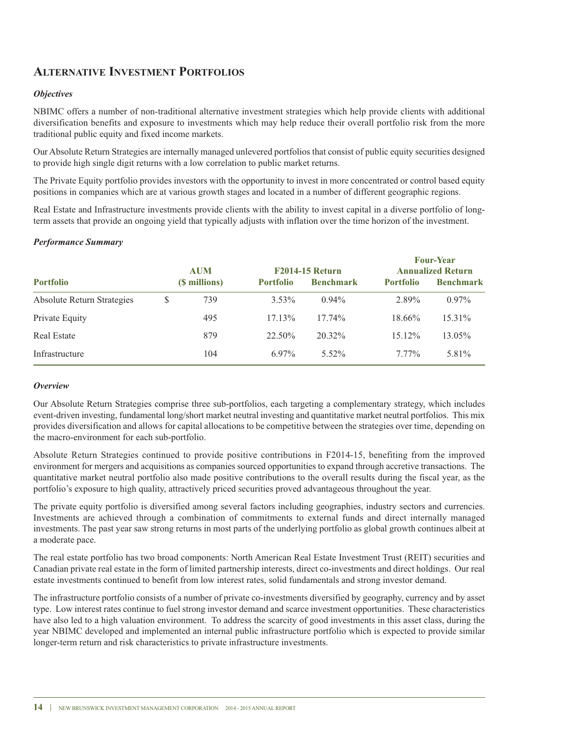## Alternative Investment Portfolios

### *Objectives*

NBIMC offers a number of non-traditional alternative investment strategies which help provide clients with additional diversification benefits and exposure to investments which may help reduce their overall portfolio risk from the more traditional public equity and fixed income markets.

Our Absolute Return Strategies are internally managed unlevered portfolios that consist of public equity securities designed to provide high single digit returns with a low correlation to public market returns.

The Private Equity portfolio provides investors with the opportunity to invest in more concentrated or control based equity positions in companies which are at various growth stages and located in a number of different geographic regions.

Real Estate and Infrastructure investments provide clients with the ability to invest capital in a diverse portfolio of long-term assets that provide an ongoing yield that typically adjusts with inflation over the time horizon of the investment.

### *Performance Summary*

| Portfolio | AUM ($ millions) | F2014-15 Return | | Four-Year Annualized Return | |
|---|---|---|---|---|---|
| | | Portfolio | Benchmark | Portfolio | Benchmark |
| Absolute Return Strategies | $ 739 | 3.53% | 0.94% | 2.89% | 0.97% |
| Private Equity | 495 | 17.13% | 17.74% | 18.66% | 15.31% |
| Real Estate | 879 | 22.50% | 20.32% | 15.12% | 13.05% |
| Infrastructure | 104 | 6.97% | 5.52% | 7.77% | 5.81% |

### *Overview*

Our Absolute Return Strategies comprise three sub-portfolios, each targeting a complementary strategy, which includes event-driven investing, fundamental long/short market neutral investing and quantitative market neutral portfolios. This mix provides diversification and allows for capital allocations to be competitive between the strategies over time, depending on the macro-environment for each sub-portfolio.

Absolute Return Strategies continued to provide positive contributions in F2014-15, benefiting from the improved environment for mergers and acquisitions as companies sourced opportunities to expand through accretive transactions. The quantitative market neutral portfolio also made positive contributions to the overall results during the fiscal year, as the portfolio's exposure to high quality, attractively priced securities proved advantageous throughout the year.

The private equity portfolio is diversified among several factors including geographies, industry sectors and currencies. Investments are achieved through a combination of commitments to external funds and direct internally managed investments. The past year saw strong returns in most parts of the underlying portfolio as global growth continues albeit at a moderate pace.

The real estate portfolio has two broad components: North American Real Estate Investment Trust (REIT) securities and Canadian private real estate in the form of limited partnership interests, direct co-investments and direct holdings. Our real estate investments continued to benefit from low interest rates, solid fundamentals and strong investor demand.

The infrastructure portfolio consists of a number of private co-investments diversified by geography, currency and by asset type. Low interest rates continue to fuel strong investor demand and scarce investment opportunities. These characteristics have also led to a high valuation environment. To address the scarcity of good investments in this asset class, during the year NBIMC developed and implemented an internal public infrastructure portfolio which is expected to provide similar longer-term return and risk characteristics to private infrastructure investments.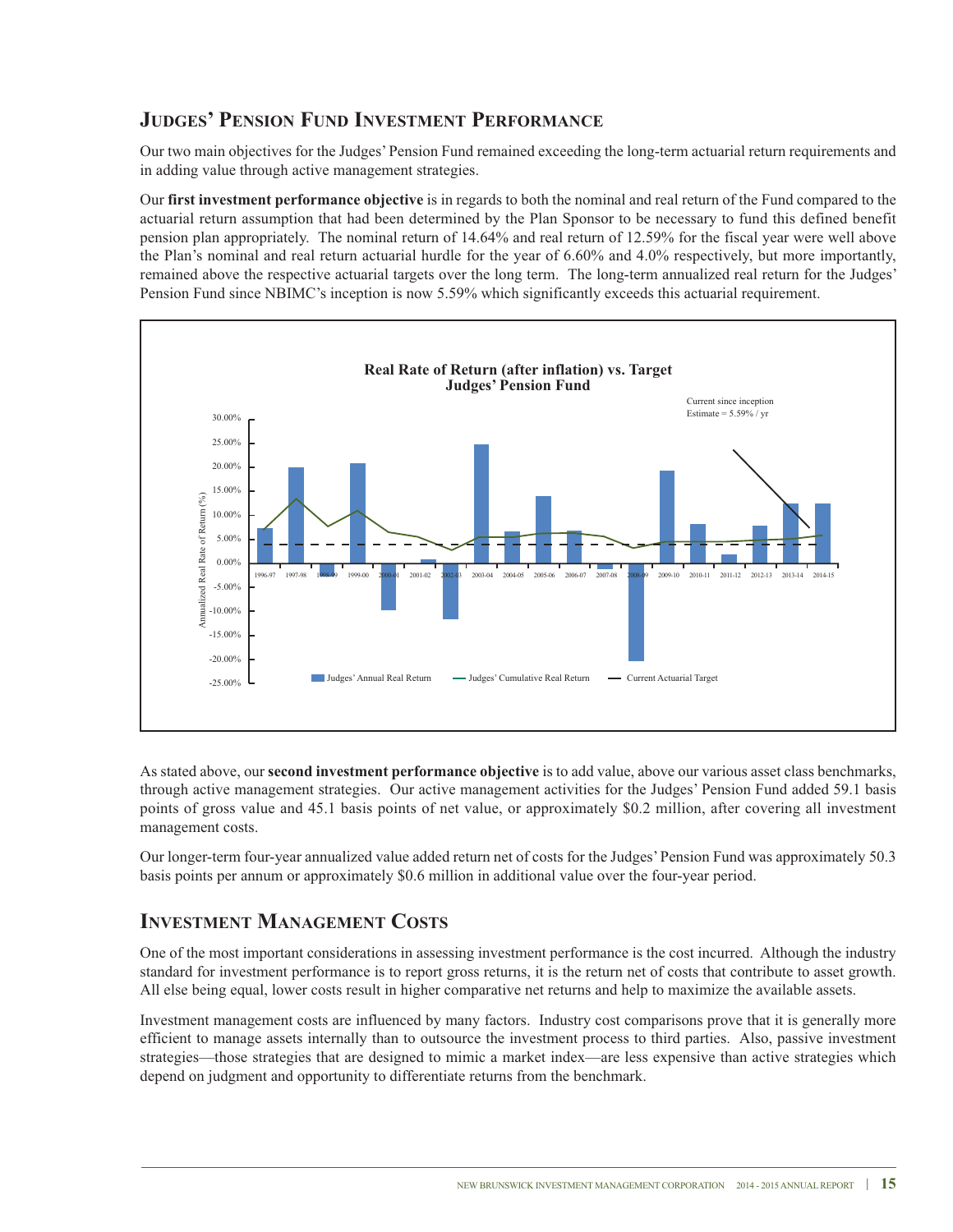## Judges' Pension Fund Investment Performance

Our two main objectives for the Judges' Pension Fund remained exceeding the long-term actuarial return requirements and in adding value through active management strategies.

Our **first investment performance objective** is in regards to both the nominal and real return of the Fund compared to the actuarial return assumption that had been determined by the Plan Sponsor to be necessary to fund this defined benefit pension plan appropriately. The nominal return of 14.64% and real return of 12.59% for the fiscal year were well above the Plan's nominal and real return actuarial hurdle for the year of 6.60% and 4.0% respectively, but more importantly, remained above the respective actuarial targets over the long term. The long-term annualized real return for the Judges' Pension Fund since NBIMC's inception is now 5.59% which significantly exceeds this actuarial requirement.

**Real Rate of Return (after inflation) vs. Target**
**Judges' Pension Fund**

Current since inception Estimate = 5.59% / yr

Legend: Judges' Annual Real Return; Judges' Cumulative Real Return; Current Actuarial Target

As stated above, our **second investment performance objective** is to add value, above our various asset class benchmarks, through active management strategies. Our active management activities for the Judges' Pension Fund added 59.1 basis points of gross value and 45.1 basis points of net value, or approximately $0.2 million, after covering all investment management costs.

Our longer-term four-year annualized value added return net of costs for the Judges' Pension Fund was approximately 50.3 basis points per annum or approximately $0.6 million in additional value over the four-year period.

## Investment Management Costs

One of the most important considerations in assessing investment performance is the cost incurred. Although the industry standard for investment performance is to report gross returns, it is the return net of costs that contribute to asset growth. All else being equal, lower costs result in higher comparative net returns and help to maximize the available assets.

Investment management costs are influenced by many factors. Industry cost comparisons prove that it is generally more efficient to manage assets internally than to outsource the investment process to third parties. Also, passive investment strategies—those strategies that are designed to mimic a market index—are less expensive than active strategies which depend on judgment and opportunity to differentiate returns from the benchmark.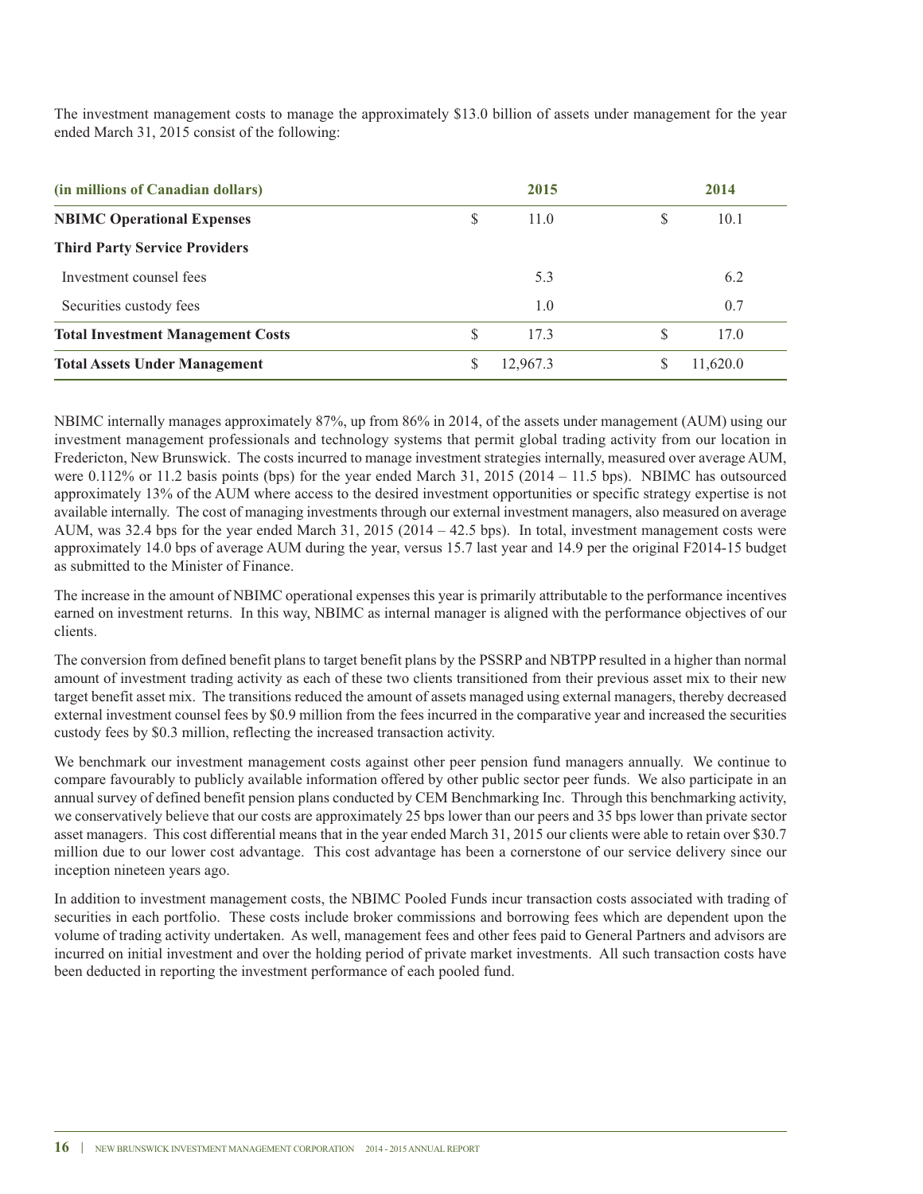The investment management costs to manage the approximately $13.0 billion of assets under management for the year ended March 31, 2015 consist of the following:

| (in millions of Canadian dollars) | 2015 | 2014 |
| --- | --- | --- |
| **NBIMC Operational Expenses** | $ 11.0 | $ 10.1 |
| **Third Party Service Providers** | | |
| Investment counsel fees | 5.3 | 6.2 |
| Securities custody fees | 1.0 | 0.7 |
| **Total Investment Management Costs** | $ 17.3 | $ 17.0 |
| **Total Assets Under Management** | $ 12,967.3 | $ 11,620.0 |

NBIMC internally manages approximately 87%, up from 86% in 2014, of the assets under management (AUM) using our investment management professionals and technology systems that permit global trading activity from our location in Fredericton, New Brunswick. The costs incurred to manage investment strategies internally, measured over average AUM, were 0.112% or 11.2 basis points (bps) for the year ended March 31, 2015 (2014 – 11.5 bps). NBIMC has outsourced approximately 13% of the AUM where access to the desired investment opportunities or specific strategy expertise is not available internally. The cost of managing investments through our external investment managers, also measured on average AUM, was 32.4 bps for the year ended March 31, 2015 (2014 – 42.5 bps). In total, investment management costs were approximately 14.0 bps of average AUM during the year, versus 15.7 last year and 14.9 per the original F2014-15 budget as submitted to the Minister of Finance.

The increase in the amount of NBIMC operational expenses this year is primarily attributable to the performance incentives earned on investment returns. In this way, NBIMC as internal manager is aligned with the performance objectives of our clients.

The conversion from defined benefit plans to target benefit plans by the PSSRP and NBTPP resulted in a higher than normal amount of investment trading activity as each of these two clients transitioned from their previous asset mix to their new target benefit asset mix. The transitions reduced the amount of assets managed using external managers, thereby decreased external investment counsel fees by $0.9 million from the fees incurred in the comparative year and increased the securities custody fees by $0.3 million, reflecting the increased transaction activity.

We benchmark our investment management costs against other peer pension fund managers annually. We continue to compare favourably to publicly available information offered by other public sector peer funds. We also participate in an annual survey of defined benefit pension plans conducted by CEM Benchmarking Inc. Through this benchmarking activity, we conservatively believe that our costs are approximately 25 bps lower than our peers and 35 bps lower than private sector asset managers. This cost differential means that in the year ended March 31, 2015 our clients were able to retain over $30.7 million due to our lower cost advantage. This cost advantage has been a cornerstone of our service delivery since our inception nineteen years ago.

In addition to investment management costs, the NBIMC Pooled Funds incur transaction costs associated with trading of securities in each portfolio. These costs include broker commissions and borrowing fees which are dependent upon the volume of trading activity undertaken. As well, management fees and other fees paid to General Partners and advisors are incurred on initial investment and over the holding period of private market investments. All such transaction costs have been deducted in reporting the investment performance of each pooled fund.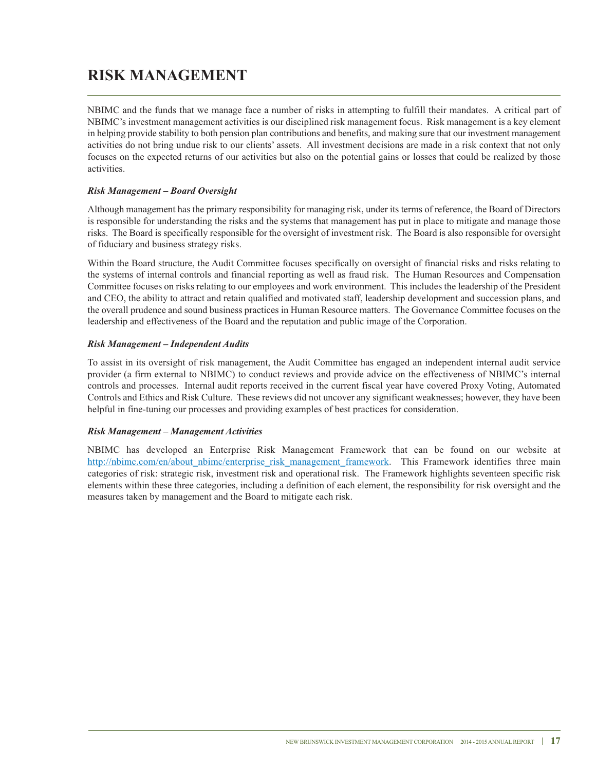# RISK MANAGEMENT

NBIMC and the funds that we manage face a number of risks in attempting to fulfill their mandates. A critical part of NBIMC's investment management activities is our disciplined risk management focus. Risk management is a key element in helping provide stability to both pension plan contributions and benefits, and making sure that our investment management activities do not bring undue risk to our clients' assets. All investment decisions are made in a risk context that not only focuses on the expected returns of our activities but also on the potential gains or losses that could be realized by those activities.

***Risk Management – Board Oversight***

Although management has the primary responsibility for managing risk, under its terms of reference, the Board of Directors is responsible for understanding the risks and the systems that management has put in place to mitigate and manage those risks. The Board is specifically responsible for the oversight of investment risk. The Board is also responsible for oversight of fiduciary and business strategy risks.

Within the Board structure, the Audit Committee focuses specifically on oversight of financial risks and risks relating to the systems of internal controls and financial reporting as well as fraud risk. The Human Resources and Compensation Committee focuses on risks relating to our employees and work environment. This includes the leadership of the President and CEO, the ability to attract and retain qualified and motivated staff, leadership development and succession plans, and the overall prudence and sound business practices in Human Resource matters. The Governance Committee focuses on the leadership and effectiveness of the Board and the reputation and public image of the Corporation.

***Risk Management – Independent Audits***

To assist in its oversight of risk management, the Audit Committee has engaged an independent internal audit service provider (a firm external to NBIMC) to conduct reviews and provide advice on the effectiveness of NBIMC's internal controls and processes. Internal audit reports received in the current fiscal year have covered Proxy Voting, Automated Controls and Ethics and Risk Culture. These reviews did not uncover any significant weaknesses; however, they have been helpful in fine-tuning our processes and providing examples of best practices for consideration.

***Risk Management – Management Activities***

NBIMC has developed an Enterprise Risk Management Framework that can be found on our website at http://nbimc.com/en/about_nbimc/enterprise_risk_management_framework. This Framework identifies three main categories of risk: strategic risk, investment risk and operational risk. The Framework highlights seventeen specific risk elements within these three categories, including a definition of each element, the responsibility for risk oversight and the measures taken by management and the Board to mitigate each risk.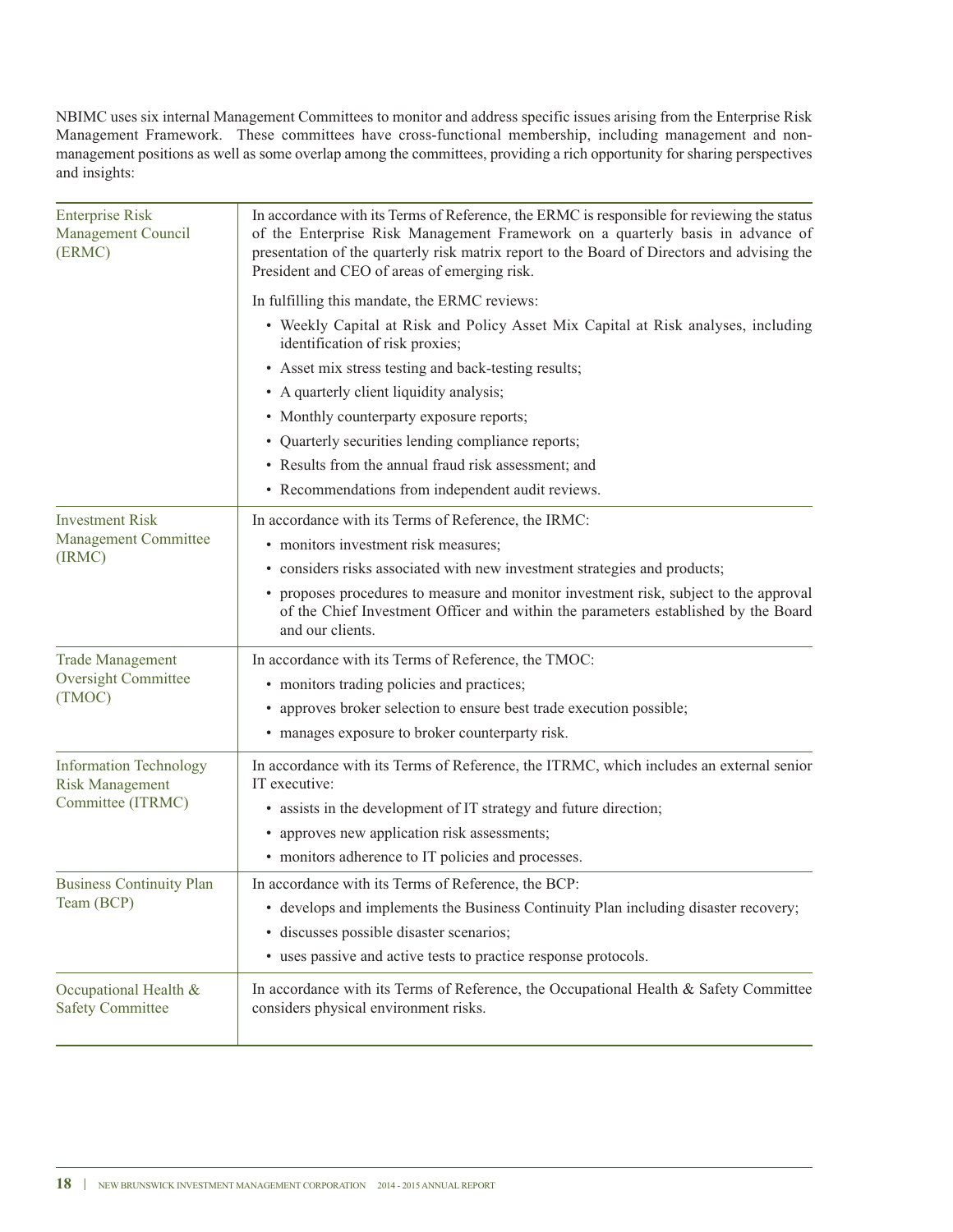NBIMC uses six internal Management Committees to monitor and address specific issues arising from the Enterprise Risk Management Framework. These committees have cross-functional membership, including management and non-management positions as well as some overlap among the committees, providing a rich opportunity for sharing perspectives and insights:

| Committee | Description |
|---|---|
| Enterprise Risk Management Council (ERMC) | In accordance with its Terms of Reference, the ERMC is responsible for reviewing the status of the Enterprise Risk Management Framework on a quarterly basis in advance of presentation of the quarterly risk matrix report to the Board of Directors and advising the President and CEO of areas of emerging risk.<br><br>In fulfilling this mandate, the ERMC reviews:<br>• Weekly Capital at Risk and Policy Asset Mix Capital at Risk analyses, including identification of risk proxies;<br>• Asset mix stress testing and back-testing results;<br>• A quarterly client liquidity analysis;<br>• Monthly counterparty exposure reports;<br>• Quarterly securities lending compliance reports;<br>• Results from the annual fraud risk assessment; and<br>• Recommendations from independent audit reviews. |
| Investment Risk Management Committee (IRMC) | In accordance with its Terms of Reference, the IRMC:<br>• monitors investment risk measures;<br>• considers risks associated with new investment strategies and products;<br>• proposes procedures to measure and monitor investment risk, subject to the approval of the Chief Investment Officer and within the parameters established by the Board and our clients. |
| Trade Management Oversight Committee (TMOC) | In accordance with its Terms of Reference, the TMOC:<br>• monitors trading policies and practices;<br>• approves broker selection to ensure best trade execution possible;<br>• manages exposure to broker counterparty risk. |
| Information Technology Risk Management Committee (ITRMC) | In accordance with its Terms of Reference, the ITRMC, which includes an external senior IT executive:<br>• assists in the development of IT strategy and future direction;<br>• approves new application risk assessments;<br>• monitors adherence to IT policies and processes. |
| Business Continuity Plan Team (BCP) | In accordance with its Terms of Reference, the BCP:<br>• develops and implements the Business Continuity Plan including disaster recovery;<br>• discusses possible disaster scenarios;<br>• uses passive and active tests to practice response protocols. |
| Occupational Health & Safety Committee | In accordance with its Terms of Reference, the Occupational Health & Safety Committee considers physical environment risks. |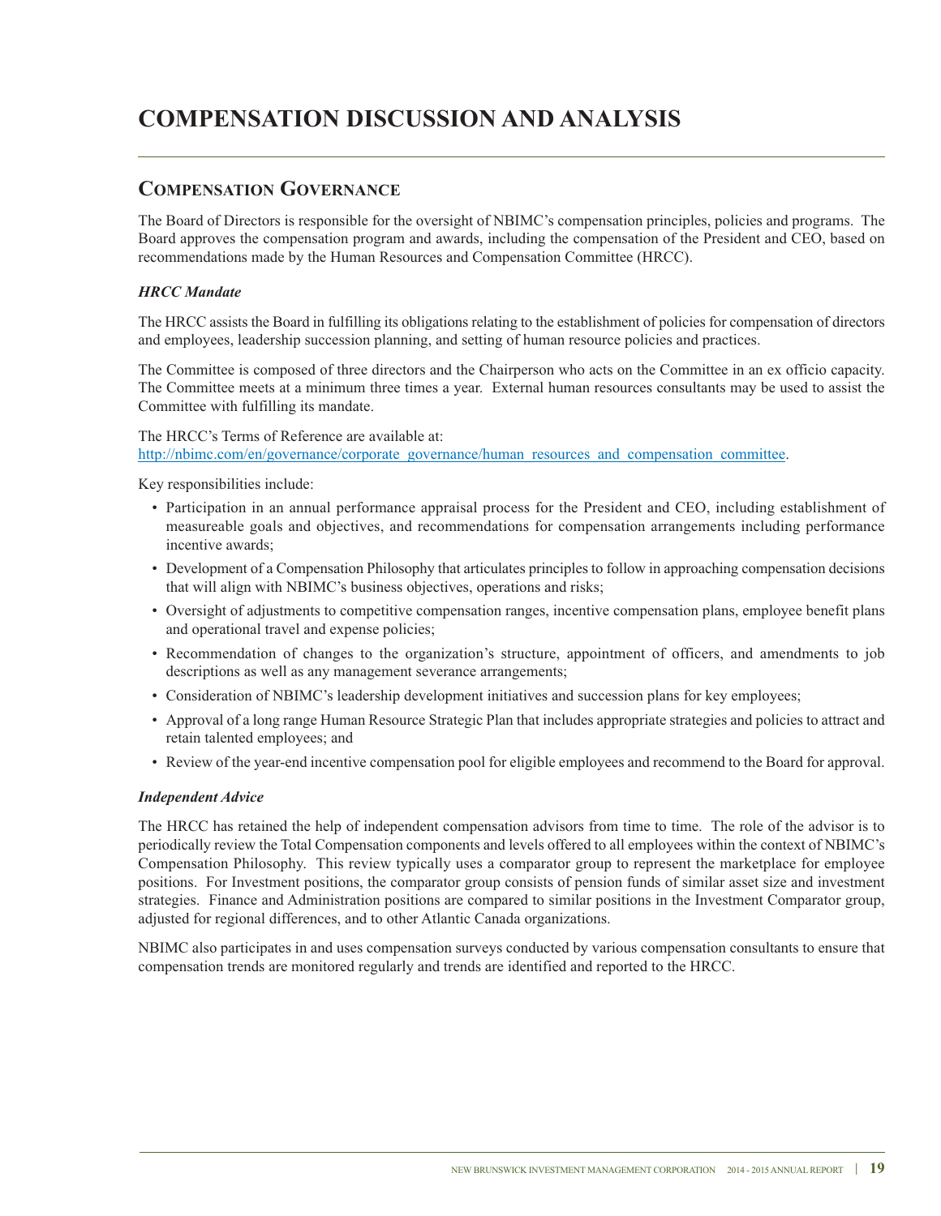# COMPENSATION DISCUSSION AND ANALYSIS

## Compensation Governance

The Board of Directors is responsible for the oversight of NBIMC's compensation principles, policies and programs. The Board approves the compensation program and awards, including the compensation of the President and CEO, based on recommendations made by the Human Resources and Compensation Committee (HRCC).

### *HRCC Mandate*

The HRCC assists the Board in fulfilling its obligations relating to the establishment of policies for compensation of directors and employees, leadership succession planning, and setting of human resource policies and practices.

The Committee is composed of three directors and the Chairperson who acts on the Committee in an ex officio capacity. The Committee meets at a minimum three times a year. External human resources consultants may be used to assist the Committee with fulfilling its mandate.

The HRCC's Terms of Reference are available at:
[http://nbimc.com/en/governance/corporate_governance/human_resources_and_compensation_committee](http://nbimc.com/en/governance/corporate_governance/human_resources_and_compensation_committee).

Key responsibilities include:

- Participation in an annual performance appraisal process for the President and CEO, including establishment of measureable goals and objectives, and recommendations for compensation arrangements including performance incentive awards;
- Development of a Compensation Philosophy that articulates principles to follow in approaching compensation decisions that will align with NBIMC's business objectives, operations and risks;
- Oversight of adjustments to competitive compensation ranges, incentive compensation plans, employee benefit plans and operational travel and expense policies;
- Recommendation of changes to the organization's structure, appointment of officers, and amendments to job descriptions as well as any management severance arrangements;
- Consideration of NBIMC's leadership development initiatives and succession plans for key employees;
- Approval of a long range Human Resource Strategic Plan that includes appropriate strategies and policies to attract and retain talented employees; and
- Review of the year-end incentive compensation pool for eligible employees and recommend to the Board for approval.

### *Independent Advice*

The HRCC has retained the help of independent compensation advisors from time to time. The role of the advisor is to periodically review the Total Compensation components and levels offered to all employees within the context of NBIMC's Compensation Philosophy. This review typically uses a comparator group to represent the marketplace for employee positions. For Investment positions, the comparator group consists of pension funds of similar asset size and investment strategies. Finance and Administration positions are compared to similar positions in the Investment Comparator group, adjusted for regional differences, and to other Atlantic Canada organizations.

NBIMC also participates in and uses compensation surveys conducted by various compensation consultants to ensure that compensation trends are monitored regularly and trends are identified and reported to the HRCC.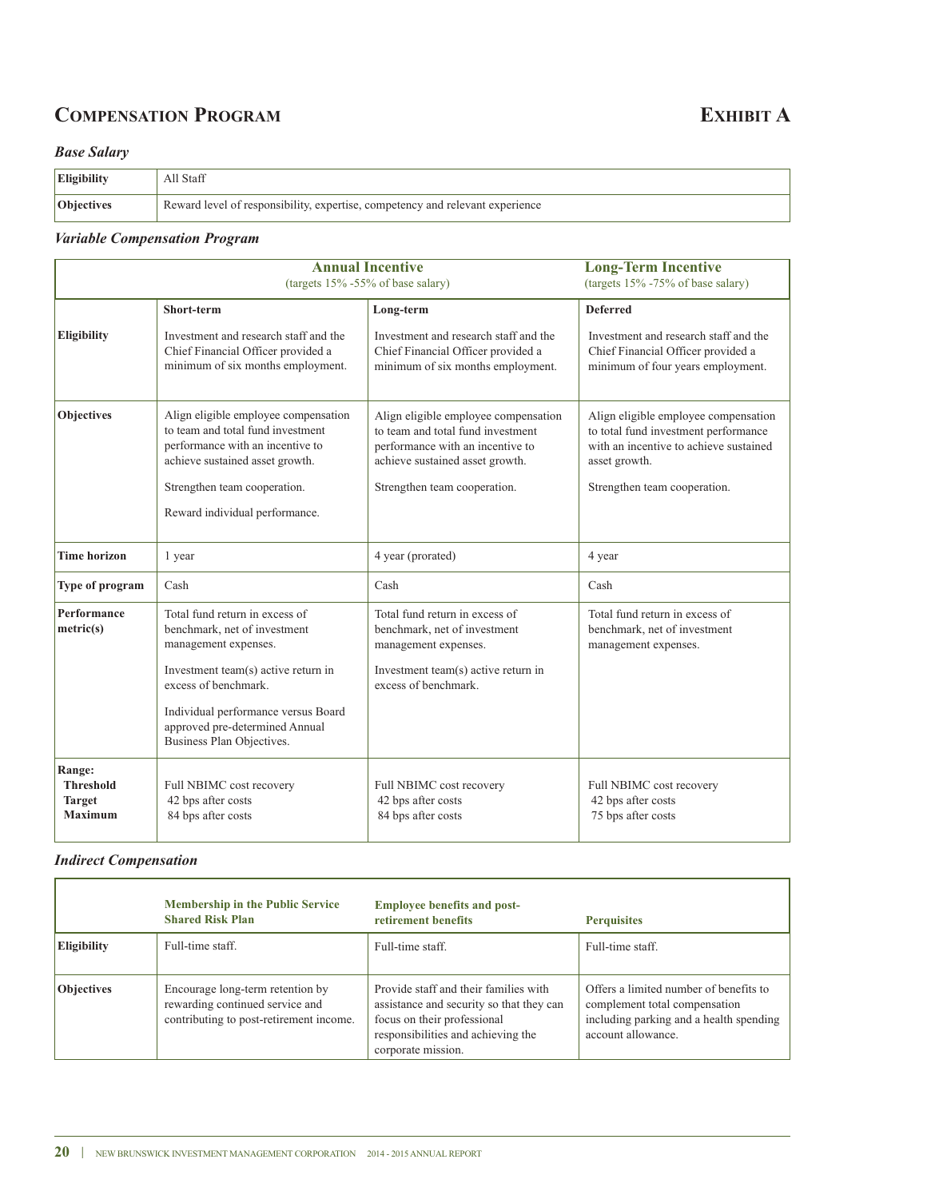# Compensation Program

# Exhibit A

### *Base Salary*

| | |
|---|---|
| **Eligibility** | All Staff |
| **Objectives** | Reward level of responsibility, expertise, competency and relevant experience |

### *Variable Compensation Program*

| | **Annual Incentive** (targets 15% -55% of base salary) | | **Long-Term Incentive** (targets 15% -75% of base salary) |
|---|---|---|---|
| | **Short-term** | **Long-term** | **Deferred** |
| **Eligibility** | Investment and research staff and the Chief Financial Officer provided a minimum of six months employment. | Investment and research staff and the Chief Financial Officer provided a minimum of six months employment. | Investment and research staff and the Chief Financial Officer provided a minimum of four years employment. |
| **Objectives** | Align eligible employee compensation to team and total fund investment performance with an incentive to achieve sustained asset growth.<br><br>Strengthen team cooperation.<br><br>Reward individual performance. | Align eligible employee compensation to team and total fund investment performance with an incentive to achieve sustained asset growth.<br><br>Strengthen team cooperation. | Align eligible employee compensation to total fund investment performance with an incentive to achieve sustained asset growth.<br><br>Strengthen team cooperation. |
| **Time horizon** | 1 year | 4 year (prorated) | 4 year |
| **Type of program** | Cash | Cash | Cash |
| **Performance metric(s)** | Total fund return in excess of benchmark, net of investment management expenses.<br><br>Investment team(s) active return in excess of benchmark.<br><br>Individual performance versus Board approved pre-determined Annual Business Plan Objectives. | Total fund return in excess of benchmark, net of investment management expenses.<br><br>Investment team(s) active return in excess of benchmark. | Total fund return in excess of benchmark, net of investment management expenses. |
| **Range:**<br>**Threshold**<br>**Target**<br>**Maximum** | <br>Full NBIMC cost recovery<br>42 bps after costs<br>84 bps after costs | <br>Full NBIMC cost recovery<br>42 bps after costs<br>84 bps after costs | <br>Full NBIMC cost recovery<br>42 bps after costs<br>75 bps after costs |

### *Indirect Compensation*

| | **Membership in the Public Service Shared Risk Plan** | **Employee benefits and post-retirement benefits** | **Perquisites** |
|---|---|---|---|
| **Eligibility** | Full-time staff. | Full-time staff. | Full-time staff. |
| **Objectives** | Encourage long-term retention by rewarding continued service and contributing to post-retirement income. | Provide staff and their families with assistance and security so that they can focus on their professional responsibilities and achieving the corporate mission. | Offers a limited number of benefits to complement total compensation including parking and a health spending account allowance. |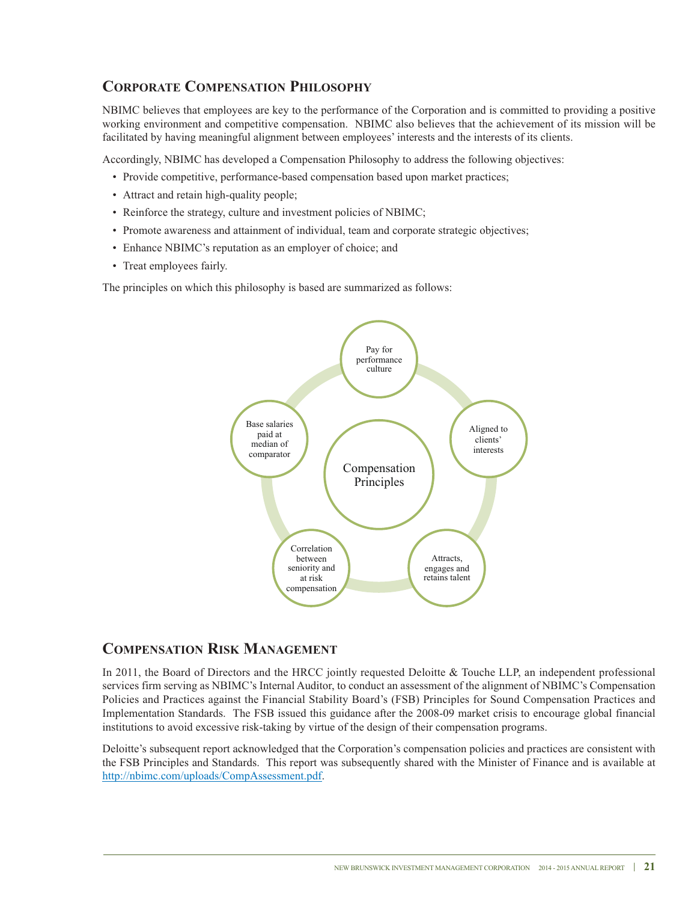## Corporate Compensation Philosophy

NBIMC believes that employees are key to the performance of the Corporation and is committed to providing a positive working environment and competitive compensation. NBIMC also believes that the achievement of its mission will be facilitated by having meaningful alignment between employees' interests and the interests of its clients.

Accordingly, NBIMC has developed a Compensation Philosophy to address the following objectives:

- Provide competitive, performance-based compensation based upon market practices;
- Attract and retain high-quality people;
- Reinforce the strategy, culture and investment policies of NBIMC;
- Promote awareness and attainment of individual, team and corporate strategic objectives;
- Enhance NBIMC's reputation as an employer of choice; and
- Treat employees fairly.

The principles on which this philosophy is based are summarized as follows:

Compensation Principles

- Pay for performance culture
- Aligned to clients' interests
- Attracts, engages and retains talent
- Correlation between seniority and at risk compensation
- Base salaries paid at median of comparator

## Compensation Risk Management

In 2011, the Board of Directors and the HRCC jointly requested Deloitte & Touche LLP, an independent professional services firm serving as NBIMC's Internal Auditor, to conduct an assessment of the alignment of NBIMC's Compensation Policies and Practices against the Financial Stability Board's (FSB) Principles for Sound Compensation Practices and Implementation Standards. The FSB issued this guidance after the 2008-09 market crisis to encourage global financial institutions to avoid excessive risk-taking by virtue of the design of their compensation programs.

Deloitte's subsequent report acknowledged that the Corporation's compensation policies and practices are consistent with the FSB Principles and Standards. This report was subsequently shared with the Minister of Finance and is available at http://nbimc.com/uploads/CompAssessment.pdf.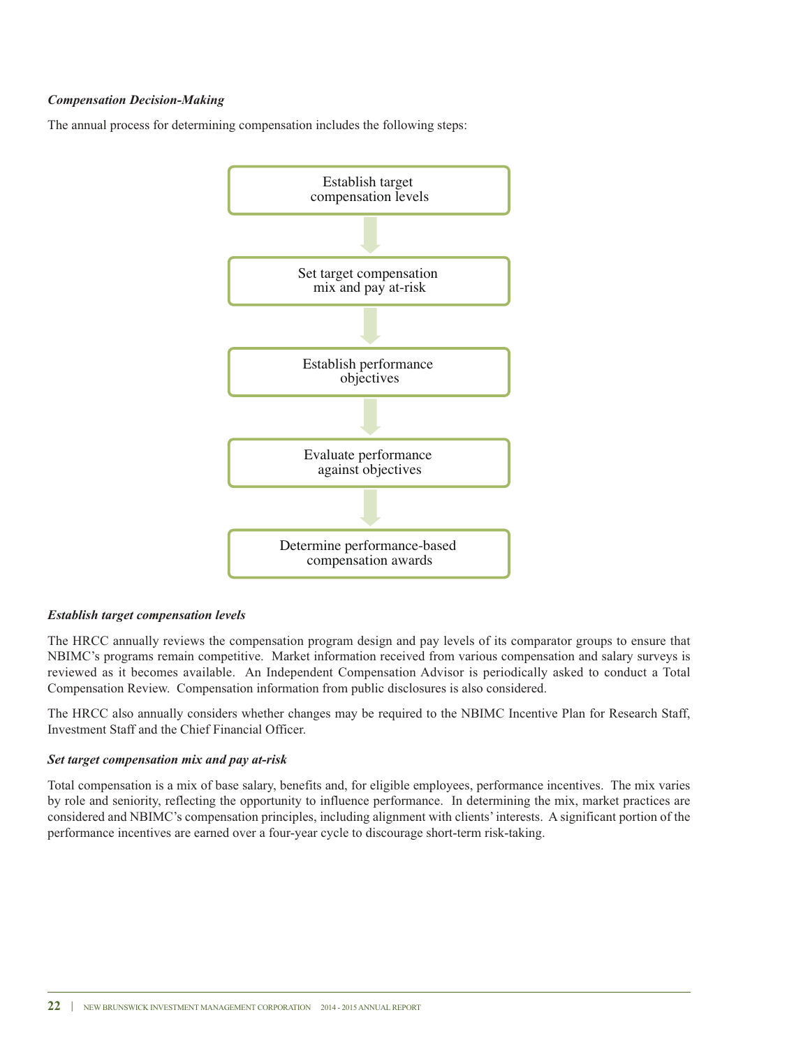***Compensation Decision-Making***

The annual process for determining compensation includes the following steps:

1. Establish target compensation levels
2. Set target compensation mix and pay at-risk
3. Establish performance objectives
4. Evaluate performance against objectives
5. Determine performance-based compensation awards

***Establish target compensation levels***

The HRCC annually reviews the compensation program design and pay levels of its comparator groups to ensure that NBIMC's programs remain competitive. Market information received from various compensation and salary surveys is reviewed as it becomes available. An Independent Compensation Advisor is periodically asked to conduct a Total Compensation Review. Compensation information from public disclosures is also considered.

The HRCC also annually considers whether changes may be required to the NBIMC Incentive Plan for Research Staff, Investment Staff and the Chief Financial Officer.

***Set target compensation mix and pay at-risk***

Total compensation is a mix of base salary, benefits and, for eligible employees, performance incentives. The mix varies by role and seniority, reflecting the opportunity to influence performance. In determining the mix, market practices are considered and NBIMC's compensation principles, including alignment with clients' interests. A significant portion of the performance incentives are earned over a four-year cycle to discourage short-term risk-taking.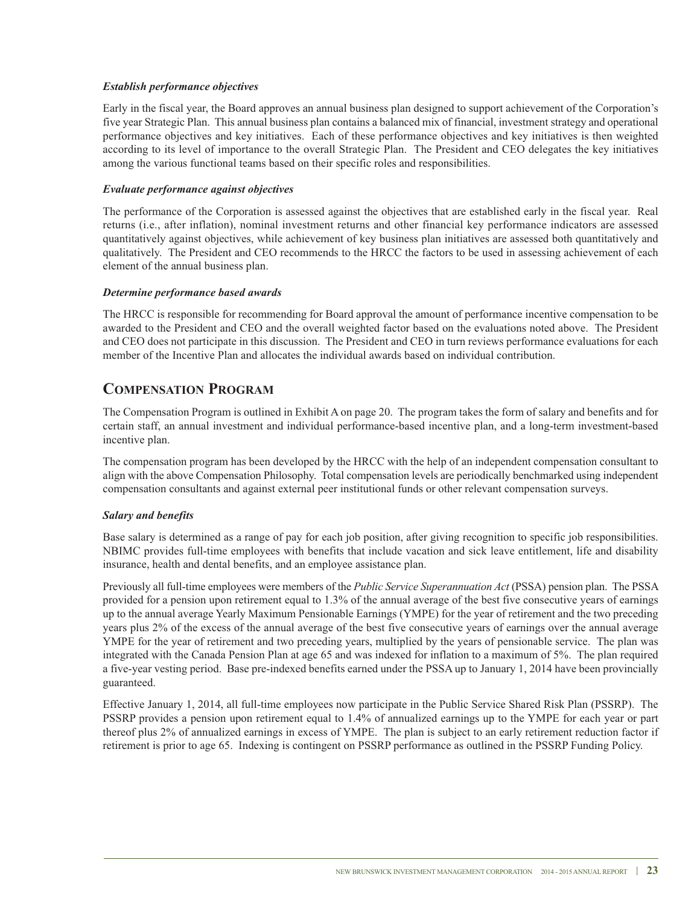***Establish performance objectives***

Early in the fiscal year, the Board approves an annual business plan designed to support achievement of the Corporation's five year Strategic Plan. This annual business plan contains a balanced mix of financial, investment strategy and operational performance objectives and key initiatives. Each of these performance objectives and key initiatives is then weighted according to its level of importance to the overall Strategic Plan. The President and CEO delegates the key initiatives among the various functional teams based on their specific roles and responsibilities.

***Evaluate performance against objectives***

The performance of the Corporation is assessed against the objectives that are established early in the fiscal year. Real returns (i.e., after inflation), nominal investment returns and other financial key performance indicators are assessed quantitatively against objectives, while achievement of key business plan initiatives are assessed both quantitatively and qualitatively. The President and CEO recommends to the HRCC the factors to be used in assessing achievement of each element of the annual business plan.

***Determine performance based awards***

The HRCC is responsible for recommending for Board approval the amount of performance incentive compensation to be awarded to the President and CEO and the overall weighted factor based on the evaluations noted above. The President and CEO does not participate in this discussion. The President and CEO in turn reviews performance evaluations for each member of the Incentive Plan and allocates the individual awards based on individual contribution.

## Compensation Program

The Compensation Program is outlined in Exhibit A on page 20. The program takes the form of salary and benefits and for certain staff, an annual investment and individual performance-based incentive plan, and a long-term investment-based incentive plan.

The compensation program has been developed by the HRCC with the help of an independent compensation consultant to align with the above Compensation Philosophy. Total compensation levels are periodically benchmarked using independent compensation consultants and against external peer institutional funds or other relevant compensation surveys.

***Salary and benefits***

Base salary is determined as a range of pay for each job position, after giving recognition to specific job responsibilities. NBIMC provides full-time employees with benefits that include vacation and sick leave entitlement, life and disability insurance, health and dental benefits, and an employee assistance plan.

Previously all full-time employees were members of the *Public Service Superannuation Act* (PSSA) pension plan. The PSSA provided for a pension upon retirement equal to 1.3% of the annual average of the best five consecutive years of earnings up to the annual average Yearly Maximum Pensionable Earnings (YMPE) for the year of retirement and the two preceding years plus 2% of the excess of the annual average of the best five consecutive years of earnings over the annual average YMPE for the year of retirement and two preceding years, multiplied by the years of pensionable service. The plan was integrated with the Canada Pension Plan at age 65 and was indexed for inflation to a maximum of 5%. The plan required a five-year vesting period. Base pre-indexed benefits earned under the PSSA up to January 1, 2014 have been provincially guaranteed.

Effective January 1, 2014, all full-time employees now participate in the Public Service Shared Risk Plan (PSSRP). The PSSRP provides a pension upon retirement equal to 1.4% of annualized earnings up to the YMPE for each year or part thereof plus 2% of annualized earnings in excess of YMPE. The plan is subject to an early retirement reduction factor if retirement is prior to age 65. Indexing is contingent on PSSRP performance as outlined in the PSSRP Funding Policy.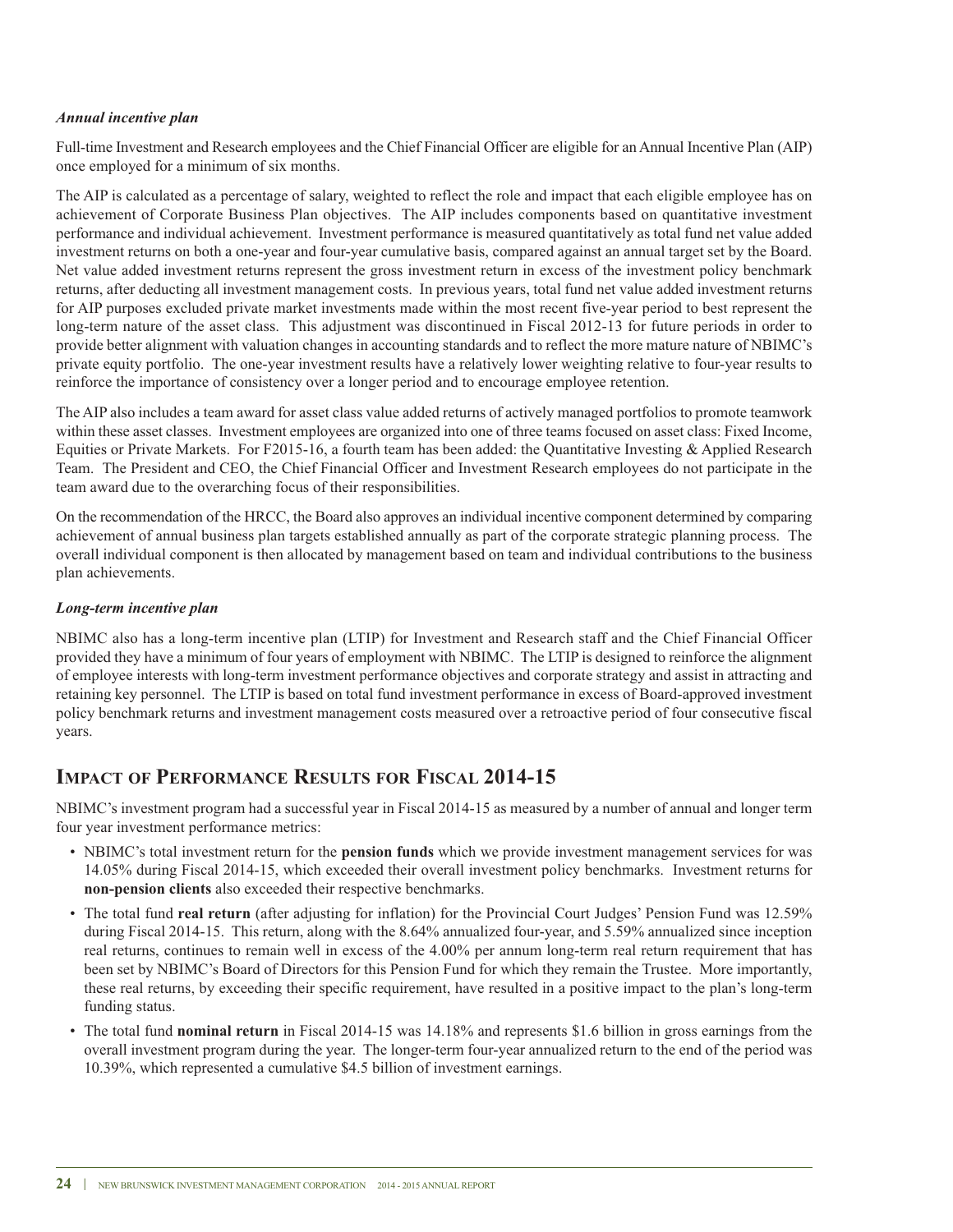*Annual incentive plan*

Full-time Investment and Research employees and the Chief Financial Officer are eligible for an Annual Incentive Plan (AIP) once employed for a minimum of six months.

The AIP is calculated as a percentage of salary, weighted to reflect the role and impact that each eligible employee has on achievement of Corporate Business Plan objectives. The AIP includes components based on quantitative investment performance and individual achievement. Investment performance is measured quantitatively as total fund net value added investment returns on both a one-year and four-year cumulative basis, compared against an annual target set by the Board. Net value added investment returns represent the gross investment return in excess of the investment policy benchmark returns, after deducting all investment management costs. In previous years, total fund net value added investment returns for AIP purposes excluded private market investments made within the most recent five-year period to best represent the long-term nature of the asset class. This adjustment was discontinued in Fiscal 2012-13 for future periods in order to provide better alignment with valuation changes in accounting standards and to reflect the more mature nature of NBIMC's private equity portfolio. The one-year investment results have a relatively lower weighting relative to four-year results to reinforce the importance of consistency over a longer period and to encourage employee retention.

The AIP also includes a team award for asset class value added returns of actively managed portfolios to promote teamwork within these asset classes. Investment employees are organized into one of three teams focused on asset class: Fixed Income, Equities or Private Markets. For F2015-16, a fourth team has been added: the Quantitative Investing & Applied Research Team. The President and CEO, the Chief Financial Officer and Investment Research employees do not participate in the team award due to the overarching focus of their responsibilities.

On the recommendation of the HRCC, the Board also approves an individual incentive component determined by comparing achievement of annual business plan targets established annually as part of the corporate strategic planning process. The overall individual component is then allocated by management based on team and individual contributions to the business plan achievements.

*Long-term incentive plan*

NBIMC also has a long-term incentive plan (LTIP) for Investment and Research staff and the Chief Financial Officer provided they have a minimum of four years of employment with NBIMC. The LTIP is designed to reinforce the alignment of employee interests with long-term investment performance objectives and corporate strategy and assist in attracting and retaining key personnel. The LTIP is based on total fund investment performance in excess of Board-approved investment policy benchmark returns and investment management costs measured over a retroactive period of four consecutive fiscal years.

## Impact of Performance Results for Fiscal 2014-15

NBIMC's investment program had a successful year in Fiscal 2014-15 as measured by a number of annual and longer term four year investment performance metrics:

- NBIMC's total investment return for the **pension funds** which we provide investment management services for was 14.05% during Fiscal 2014-15, which exceeded their overall investment policy benchmarks. Investment returns for **non-pension clients** also exceeded their respective benchmarks.
- The total fund **real return** (after adjusting for inflation) for the Provincial Court Judges' Pension Fund was 12.59% during Fiscal 2014-15. This return, along with the 8.64% annualized four-year, and 5.59% annualized since inception real returns, continues to remain well in excess of the 4.00% per annum long-term real return requirement that has been set by NBIMC's Board of Directors for this Pension Fund for which they remain the Trustee. More importantly, these real returns, by exceeding their specific requirement, have resulted in a positive impact to the plan's long-term funding status.
- The total fund **nominal return** in Fiscal 2014-15 was 14.18% and represents \$1.6 billion in gross earnings from the overall investment program during the year. The longer-term four-year annualized return to the end of the period was 10.39%, which represented a cumulative \$4.5 billion of investment earnings.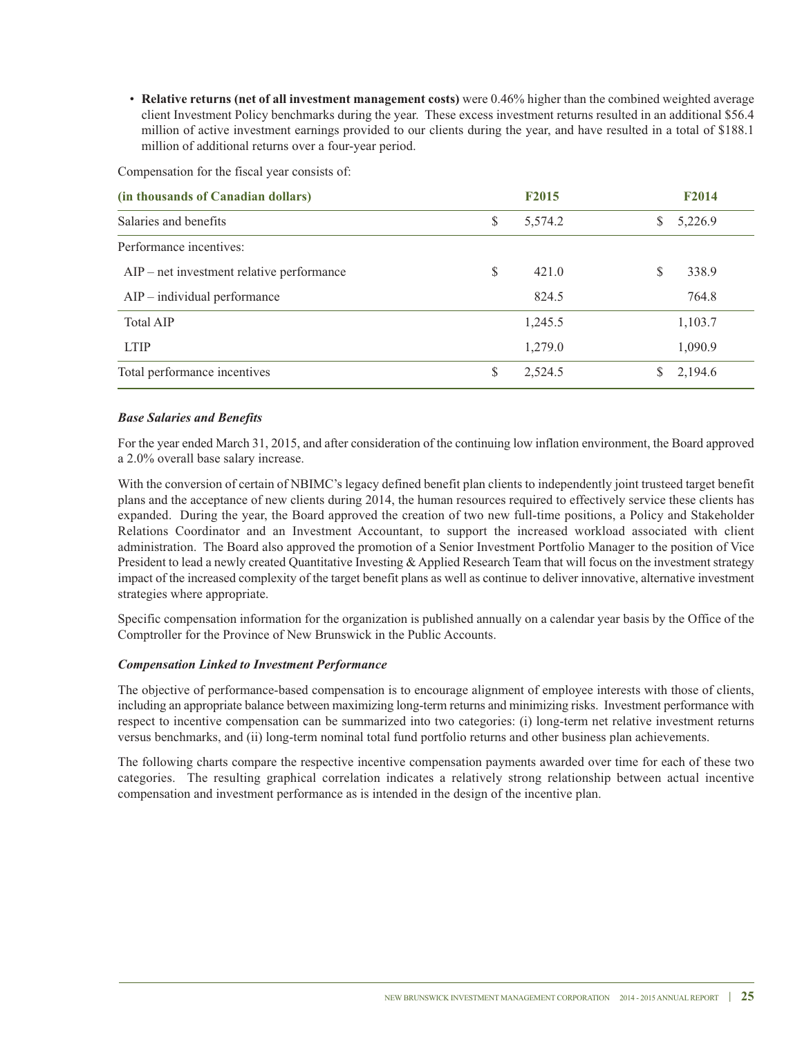- **Relative returns (net of all investment management costs)** were 0.46% higher than the combined weighted average client Investment Policy benchmarks during the year. These excess investment returns resulted in an additional $56.4 million of active investment earnings provided to our clients during the year, and have resulted in a total of $188.1 million of additional returns over a four-year period.

Compensation for the fiscal year consists of:

| (in thousands of Canadian dollars) | F2015 | F2014 |
|---|---|---|
| Salaries and benefits | $ 5,574.2 | $ 5,226.9 |
| Performance incentives: | | |
| AIP – net investment relative performance | $ 421.0 | $ 338.9 |
| AIP – individual performance | 824.5 | 764.8 |
| Total AIP | 1,245.5 | 1,103.7 |
| LTIP | 1,279.0 | 1,090.9 |
| Total performance incentives | $ 2,524.5 | $ 2,194.6 |

***Base Salaries and Benefits***

For the year ended March 31, 2015, and after consideration of the continuing low inflation environment, the Board approved a 2.0% overall base salary increase.

With the conversion of certain of NBIMC's legacy defined benefit plan clients to independently joint trusteed target benefit plans and the acceptance of new clients during 2014, the human resources required to effectively service these clients has expanded. During the year, the Board approved the creation of two new full-time positions, a Policy and Stakeholder Relations Coordinator and an Investment Accountant, to support the increased workload associated with client administration. The Board also approved the promotion of a Senior Investment Portfolio Manager to the position of Vice President to lead a newly created Quantitative Investing & Applied Research Team that will focus on the investment strategy impact of the increased complexity of the target benefit plans as well as continue to deliver innovative, alternative investment strategies where appropriate.

Specific compensation information for the organization is published annually on a calendar year basis by the Office of the Comptroller for the Province of New Brunswick in the Public Accounts.

***Compensation Linked to Investment Performance***

The objective of performance-based compensation is to encourage alignment of employee interests with those of clients, including an appropriate balance between maximizing long-term returns and minimizing risks. Investment performance with respect to incentive compensation can be summarized into two categories: (i) long-term net relative investment returns versus benchmarks, and (ii) long-term nominal total fund portfolio returns and other business plan achievements.

The following charts compare the respective incentive compensation payments awarded over time for each of these two categories. The resulting graphical correlation indicates a relatively strong relationship between actual incentive compensation and investment performance as is intended in the design of the incentive plan.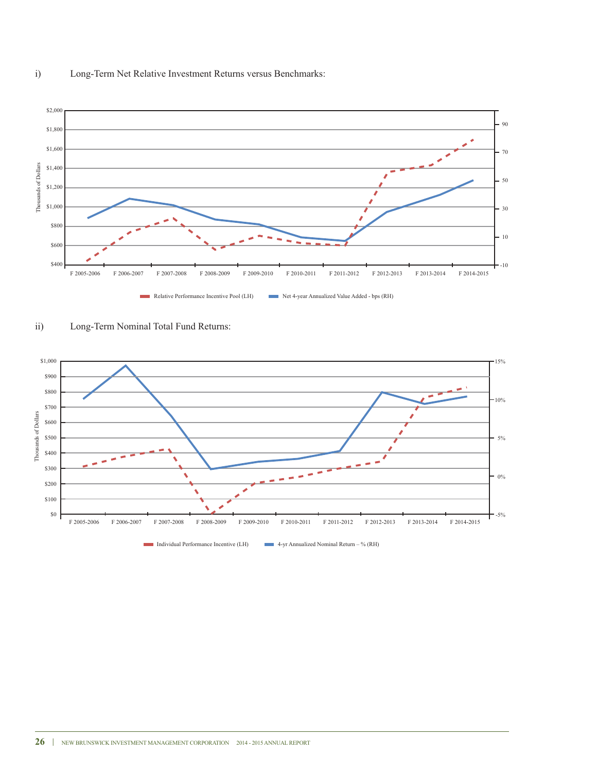i) Long-Term Net Relative Investment Returns versus Benchmarks:

Thousands of Dollars

$2,000
$1,800
$1,600
$1,400
$1,200
$1,000
$800
$600
$400

90
70
50
30
10
-10

F 2005-2006 F 2006-2007 F 2007-2008 F 2008-2009 F 2009-2010 F 2010-2011 F 2011-2012 F 2012-2013 F 2013-2014 F 2014-2015

Relative Performance Incentive Pool (LH) Net 4-year Annualized Value Added - bps (RH)

ii) Long-Term Nominal Total Fund Returns:

Thousands of Dollars

$1,000
$900
$800
$700
$600
$500
$400
$300
$200
$100
$0

15%
10%
5%
0%
-5%

F 2005-2006 F 2006-2007 F 2007-2008 F 2008-2009 F 2009-2010 F 2010-2011 F 2011-2012 F 2012-2013 F 2013-2014 F 2014-2015

Individual Performance Incentive (LH) 4-yr Annualized Nominal Return – % (RH)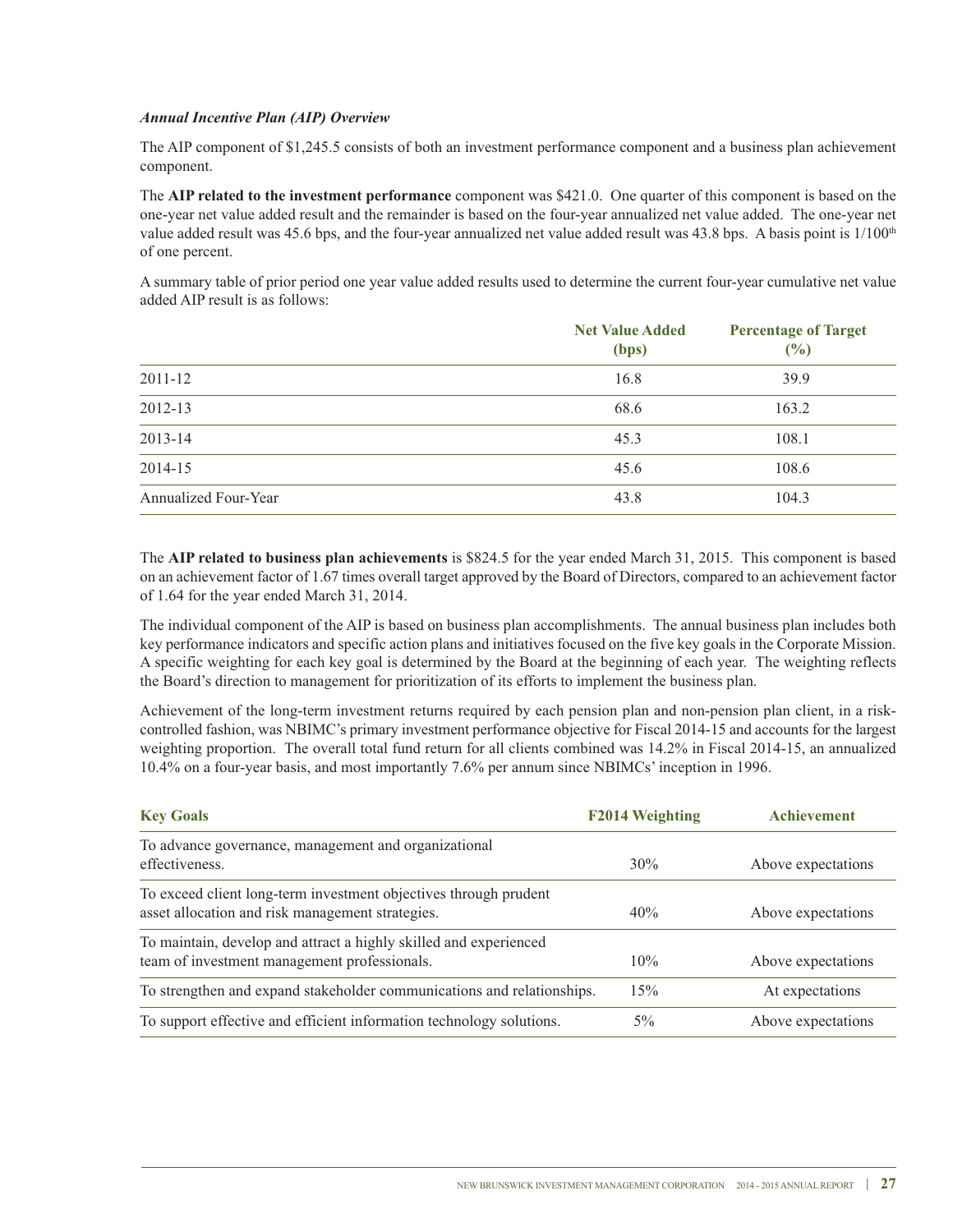***Annual Incentive Plan (AIP) Overview***

The AIP component of $1,245.5 consists of both an investment performance component and a business plan achievement component.

The **AIP related to the investment performance** component was $421.0. One quarter of this component is based on the one-year net value added result and the remainder is based on the four-year annualized net value added. The one-year net value added result was 45.6 bps, and the four-year annualized net value added result was 43.8 bps. A basis point is 1/100th of one percent.

A summary table of prior period one year value added results used to determine the current four-year cumulative net value added AIP result is as follows:

| | Net Value Added (bps) | Percentage of Target (%) |
|---|---|---|
| 2011-12 | 16.8 | 39.9 |
| 2012-13 | 68.6 | 163.2 |
| 2013-14 | 45.3 | 108.1 |
| 2014-15 | 45.6 | 108.6 |
| Annualized Four-Year | 43.8 | 104.3 |

The **AIP related to business plan achievements** is $824.5 for the year ended March 31, 2015. This component is based on an achievement factor of 1.67 times overall target approved by the Board of Directors, compared to an achievement factor of 1.64 for the year ended March 31, 2014.

The individual component of the AIP is based on business plan accomplishments. The annual business plan includes both key performance indicators and specific action plans and initiatives focused on the five key goals in the Corporate Mission. A specific weighting for each key goal is determined by the Board at the beginning of each year. The weighting reflects the Board's direction to management for prioritization of its efforts to implement the business plan.

Achievement of the long-term investment returns required by each pension plan and non-pension plan client, in a risk-controlled fashion, was NBIMC's primary investment performance objective for Fiscal 2014-15 and accounts for the largest weighting proportion. The overall total fund return for all clients combined was 14.2% in Fiscal 2014-15, an annualized 10.4% on a four-year basis, and most importantly 7.6% per annum since NBIMCs' inception in 1996.

| Key Goals | F2014 Weighting | Achievement |
|---|---|---|
| To advance governance, management and organizational effectiveness. | 30% | Above expectations |
| To exceed client long-term investment objectives through prudent asset allocation and risk management strategies. | 40% | Above expectations |
| To maintain, develop and attract a highly skilled and experienced team of investment management professionals. | 10% | Above expectations |
| To strengthen and expand stakeholder communications and relationships. | 15% | At expectations |
| To support effective and efficient information technology solutions. | 5% | Above expectations |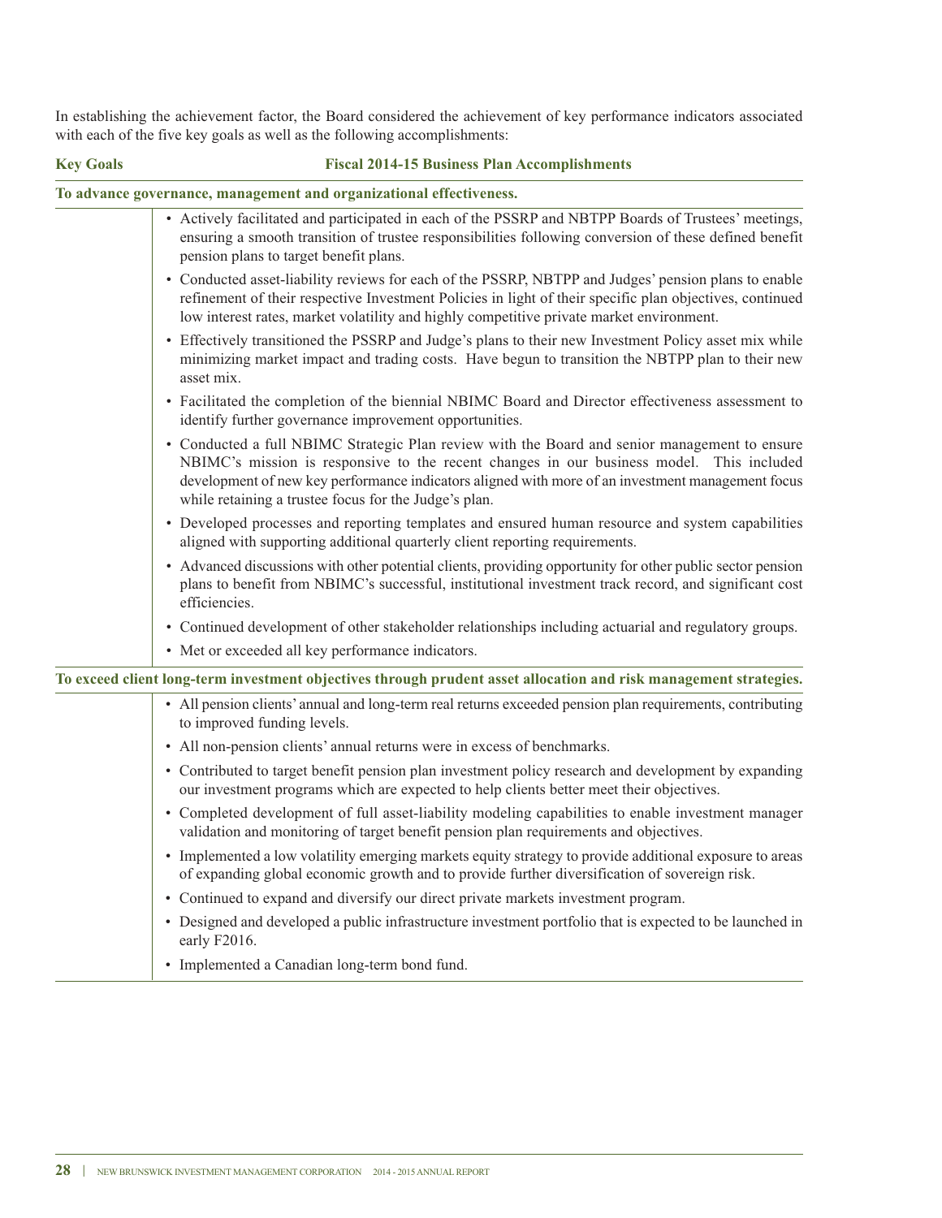In establishing the achievement factor, the Board considered the achievement of key performance indicators associated with each of the five key goals as well as the following accomplishments:

| Key Goals | Fiscal 2014-15 Business Plan Accomplishments |
|---|---|
| **To advance governance, management and organizational effectiveness.** | |
| | • Actively facilitated and participated in each of the PSSRP and NBTPP Boards of Trustees' meetings, ensuring a smooth transition of trustee responsibilities following conversion of these defined benefit pension plans to target benefit plans.<br>• Conducted asset-liability reviews for each of the PSSRP, NBTPP and Judges' pension plans to enable refinement of their respective Investment Policies in light of their specific plan objectives, continued low interest rates, market volatility and highly competitive private market environment.<br>• Effectively transitioned the PSSRP and Judge's plans to their new Investment Policy asset mix while minimizing market impact and trading costs. Have begun to transition the NBTPP plan to their new asset mix.<br>• Facilitated the completion of the biennial NBIMC Board and Director effectiveness assessment to identify further governance improvement opportunities.<br>• Conducted a full NBIMC Strategic Plan review with the Board and senior management to ensure NBIMC's mission is responsive to the recent changes in our business model. This included development of new key performance indicators aligned with more of an investment management focus while retaining a trustee focus for the Judge's plan.<br>• Developed processes and reporting templates and ensured human resource and system capabilities aligned with supporting additional quarterly client reporting requirements.<br>• Advanced discussions with other potential clients, providing opportunity for other public sector pension plans to benefit from NBIMC's successful, institutional investment track record, and significant cost efficiencies.<br>• Continued development of other stakeholder relationships including actuarial and regulatory groups.<br>• Met or exceeded all key performance indicators. |
| **To exceed client long-term investment objectives through prudent asset allocation and risk management strategies.** | |
| | • All pension clients' annual and long-term real returns exceeded pension plan requirements, contributing to improved funding levels.<br>• All non-pension clients' annual returns were in excess of benchmarks.<br>• Contributed to target benefit pension plan investment policy research and development by expanding our investment programs which are expected to help clients better meet their objectives.<br>• Completed development of full asset-liability modeling capabilities to enable investment manager validation and monitoring of target benefit pension plan requirements and objectives.<br>• Implemented a low volatility emerging markets equity strategy to provide additional exposure to areas of expanding global economic growth and to provide further diversification of sovereign risk.<br>• Continued to expand and diversify our direct private markets investment program.<br>• Designed and developed a public infrastructure investment portfolio that is expected to be launched in early F2016.<br>• Implemented a Canadian long-term bond fund. |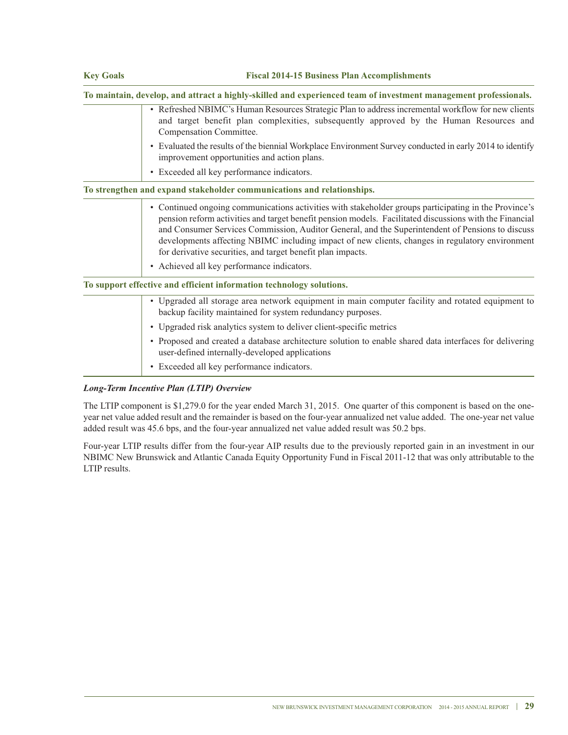| Key Goals | Fiscal 2014-15 Business Plan Accomplishments |
|---|---|
| **To maintain, develop, and attract a highly-skilled and experienced team of investment management professionals.** | |
| | • Refreshed NBIMC's Human Resources Strategic Plan to address incremental workflow for new clients and target benefit plan complexities, subsequently approved by the Human Resources and Compensation Committee.<br>• Evaluated the results of the biennial Workplace Environment Survey conducted in early 2014 to identify improvement opportunities and action plans.<br>• Exceeded all key performance indicators. |
| **To strengthen and expand stakeholder communications and relationships.** | |
| | • Continued ongoing communications activities with stakeholder groups participating in the Province's pension reform activities and target benefit pension models. Facilitated discussions with the Financial and Consumer Services Commission, Auditor General, and the Superintendent of Pensions to discuss developments affecting NBIMC including impact of new clients, changes in regulatory environment for derivative securities, and target benefit plan impacts.<br>• Achieved all key performance indicators. |
| **To support effective and efficient information technology solutions.** | |
| | • Upgraded all storage area network equipment in main computer facility and rotated equipment to backup facility maintained for system redundancy purposes.<br>• Upgraded risk analytics system to deliver client-specific metrics<br>• Proposed and created a database architecture solution to enable shared data interfaces for delivering user-defined internally-developed applications<br>• Exceeded all key performance indicators. |

***Long-Term Incentive Plan (LTIP) Overview***

The LTIP component is $1,279.0 for the year ended March 31, 2015. One quarter of this component is based on the one-year net value added result and the remainder is based on the four-year annualized net value added. The one-year net value added result was 45.6 bps, and the four-year annualized net value added result was 50.2 bps.

Four-year LTIP results differ from the four-year AIP results due to the previously reported gain in an investment in our NBIMC New Brunswick and Atlantic Canada Equity Opportunity Fund in Fiscal 2011-12 that was only attributable to the LTIP results.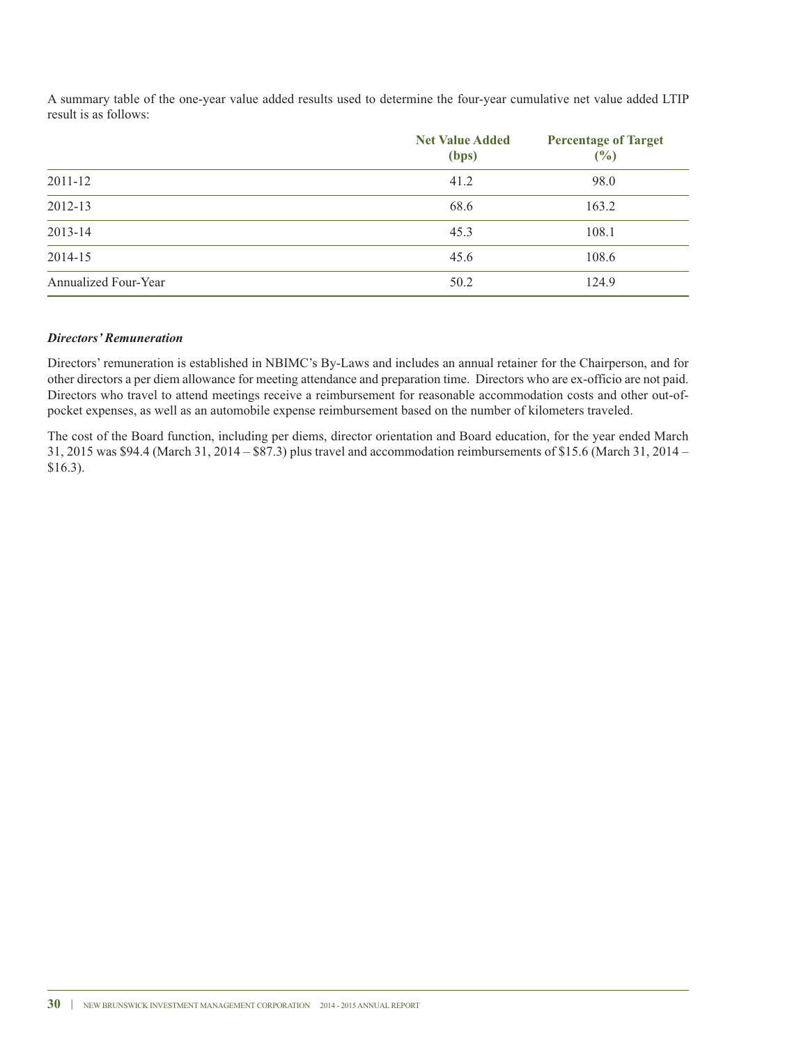A summary table of the one-year value added results used to determine the four-year cumulative net value added LTIP result is as follows:

| | Net Value Added (bps) | Percentage of Target (%) |
|---|---|---|
| 2011-12 | 41.2 | 98.0 |
| 2012-13 | 68.6 | 163.2 |
| 2013-14 | 45.3 | 108.1 |
| 2014-15 | 45.6 | 108.6 |
| Annualized Four-Year | 50.2 | 124.9 |

### *Directors' Remuneration*

Directors' remuneration is established in NBIMC's By-Laws and includes an annual retainer for the Chairperson, and for other directors a per diem allowance for meeting attendance and preparation time. Directors who are ex-officio are not paid. Directors who travel to attend meetings receive a reimbursement for reasonable accommodation costs and other out-of-pocket expenses, as well as an automobile expense reimbursement based on the number of kilometers traveled.

The cost of the Board function, including per diems, director orientation and Board education, for the year ended March 31, 2015 was $94.4 (March 31, 2014 – $87.3) plus travel and accommodation reimbursements of $15.6 (March 31, 2014 – $16.3).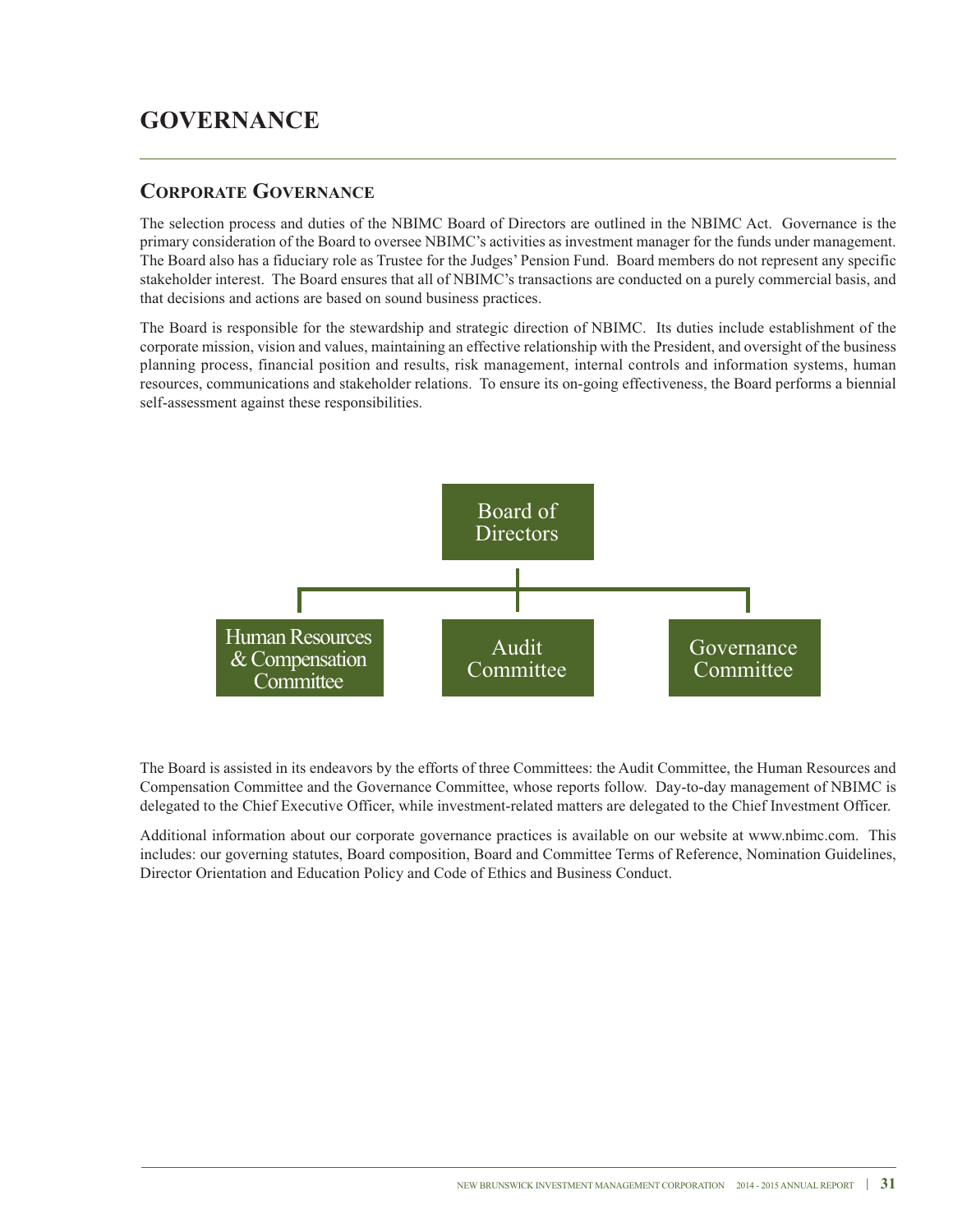# GOVERNANCE

## Corporate Governance

The selection process and duties of the NBIMC Board of Directors are outlined in the NBIMC Act. Governance is the primary consideration of the Board to oversee NBIMC's activities as investment manager for the funds under management. The Board also has a fiduciary role as Trustee for the Judges' Pension Fund. Board members do not represent any specific stakeholder interest. The Board ensures that all of NBIMC's transactions are conducted on a purely commercial basis, and that decisions and actions are based on sound business practices.

The Board is responsible for the stewardship and strategic direction of NBIMC. Its duties include establishment of the corporate mission, vision and values, maintaining an effective relationship with the President, and oversight of the business planning process, financial position and results, risk management, internal controls and information systems, human resources, communications and stakeholder relations. To ensure its on-going effectiveness, the Board performs a biennial self-assessment against these responsibilities.

Board of Directors

Human Resources & Compensation Committee | Audit Committee | Governance Committee

The Board is assisted in its endeavors by the efforts of three Committees: the Audit Committee, the Human Resources and Compensation Committee and the Governance Committee, whose reports follow. Day-to-day management of NBIMC is delegated to the Chief Executive Officer, while investment-related matters are delegated to the Chief Investment Officer.

Additional information about our corporate governance practices is available on our website at www.nbimc.com. This includes: our governing statutes, Board composition, Board and Committee Terms of Reference, Nomination Guidelines, Director Orientation and Education Policy and Code of Ethics and Business Conduct.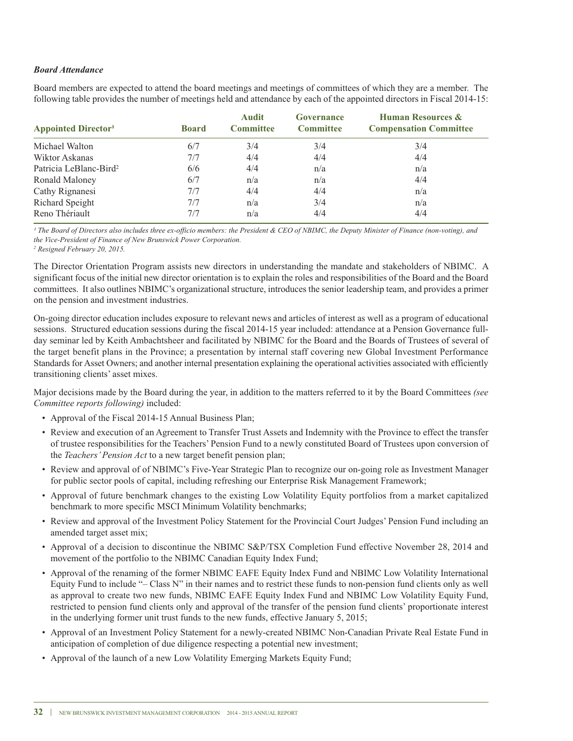***Board Attendance***

Board members are expected to attend the board meetings and meetings of committees of which they are a member. The following table provides the number of meetings held and attendance by each of the appointed directors in Fiscal 2014-15:

| Appointed Director[1] | Board | Audit Committee | Governance Committee | Human Resources & Compensation Committee |
|---|---|---|---|---|
| Michael Walton | 6/7 | 3/4 | 3/4 | 3/4 |
| Wiktor Askanas | 7/7 | 4/4 | 4/4 | 4/4 |
| Patricia LeBlanc-Bird[2] | 6/6 | 4/4 | n/a | n/a |
| Ronald Maloney | 6/7 | n/a | n/a | 4/4 |
| Cathy Rignanesi | 7/7 | 4/4 | 4/4 | n/a |
| Richard Speight | 7/7 | n/a | 3/4 | n/a |
| Reno Thériault | 7/7 | n/a | 4/4 | 4/4 |

*[1] The Board of Directors also includes three ex-officio members: the President & CEO of NBIMC, the Deputy Minister of Finance (non-voting), and the Vice-President of Finance of New Brunswick Power Corporation.*
*[2] Resigned February 20, 2015.*

The Director Orientation Program assists new directors in understanding the mandate and stakeholders of NBIMC. A significant focus of the initial new director orientation is to explain the roles and responsibilities of the Board and the Board committees. It also outlines NBIMC's organizational structure, introduces the senior leadership team, and provides a primer on the pension and investment industries.

On-going director education includes exposure to relevant news and articles of interest as well as a program of educational sessions. Structured education sessions during the fiscal 2014-15 year included: attendance at a Pension Governance full-day seminar led by Keith Ambachtsheer and facilitated by NBIMC for the Board and the Boards of Trustees of several of the target benefit plans in the Province; a presentation by internal staff covering new Global Investment Performance Standards for Asset Owners; and another internal presentation explaining the operational activities associated with efficiently transitioning clients' asset mixes.

Major decisions made by the Board during the year, in addition to the matters referred to it by the Board Committees *(see Committee reports following)* included:

- Approval of the Fiscal 2014-15 Annual Business Plan;
- Review and execution of an Agreement to Transfer Trust Assets and Indemnity with the Province to effect the transfer of trustee responsibilities for the Teachers' Pension Fund to a newly constituted Board of Trustees upon conversion of the *Teachers' Pension Act* to a new target benefit pension plan;
- Review and approval of of NBIMC's Five-Year Strategic Plan to recognize our on-going role as Investment Manager for public sector pools of capital, including refreshing our Enterprise Risk Management Framework;
- Approval of future benchmark changes to the existing Low Volatility Equity portfolios from a market capitalized benchmark to more specific MSCI Minimum Volatility benchmarks;
- Review and approval of the Investment Policy Statement for the Provincial Court Judges' Pension Fund including an amended target asset mix;
- Approval of a decision to discontinue the NBIMC S&P/TSX Completion Fund effective November 28, 2014 and movement of the portfolio to the NBIMC Canadian Equity Index Fund;
- Approval of the renaming of the former NBIMC EAFE Equity Index Fund and NBIMC Low Volatility International Equity Fund to include "– Class N" in their names and to restrict these funds to non-pension fund clients only as well as approval to create two new funds, NBIMC EAFE Equity Index Fund and NBIMC Low Volatility Equity Fund, restricted to pension fund clients only and approval of the transfer of the pension fund clients' proportionate interest in the underlying former unit trust funds to the new funds, effective January 5, 2015;
- Approval of an Investment Policy Statement for a newly-created NBIMC Non-Canadian Private Real Estate Fund in anticipation of completion of due diligence respecting a potential new investment;
- Approval of the launch of a new Low Volatility Emerging Markets Equity Fund;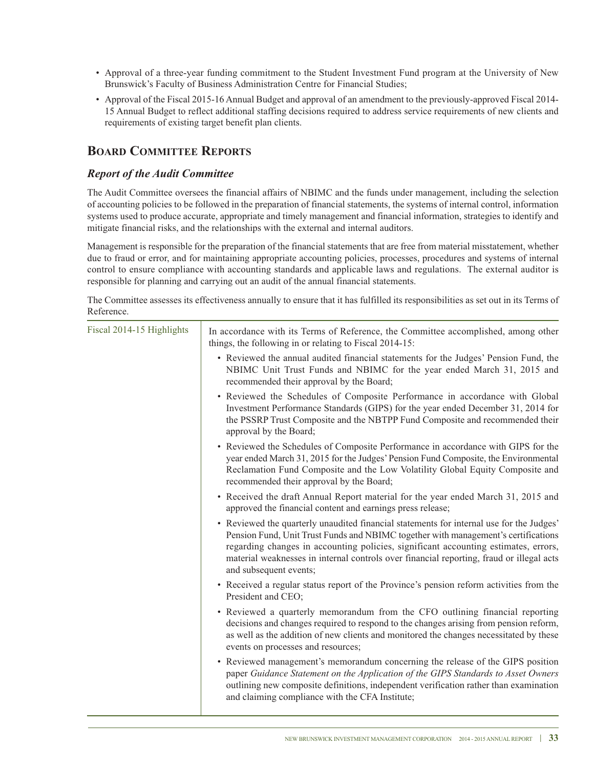- Approval of a three-year funding commitment to the Student Investment Fund program at the University of New Brunswick's Faculty of Business Administration Centre for Financial Studies;
- Approval of the Fiscal 2015-16 Annual Budget and approval of an amendment to the previously-approved Fiscal 2014-15 Annual Budget to reflect additional staffing decisions required to address service requirements of new clients and requirements of existing target benefit plan clients.

## Board Committee Reports

### *Report of the Audit Committee*

The Audit Committee oversees the financial affairs of NBIMC and the funds under management, including the selection of accounting policies to be followed in the preparation of financial statements, the systems of internal control, information systems used to produce accurate, appropriate and timely management and financial information, strategies to identify and mitigate financial risks, and the relationships with the external and internal auditors.

Management is responsible for the preparation of the financial statements that are free from material misstatement, whether due to fraud or error, and for maintaining appropriate accounting policies, processes, procedures and systems of internal control to ensure compliance with accounting standards and applicable laws and regulations. The external auditor is responsible for planning and carrying out an audit of the annual financial statements.

The Committee assesses its effectiveness annually to ensure that it has fulfilled its responsibilities as set out in its Terms of Reference.

**Fiscal 2014-15 Highlights**

In accordance with its Terms of Reference, the Committee accomplished, among other things, the following in or relating to Fiscal 2014-15:

- Reviewed the annual audited financial statements for the Judges' Pension Fund, the NBIMC Unit Trust Funds and NBIMC for the year ended March 31, 2015 and recommended their approval by the Board;
- Reviewed the Schedules of Composite Performance in accordance with Global Investment Performance Standards (GIPS) for the year ended December 31, 2014 for the PSSRP Trust Composite and the NBTPP Fund Composite and recommended their approval by the Board;
- Reviewed the Schedules of Composite Performance in accordance with GIPS for the year ended March 31, 2015 for the Judges' Pension Fund Composite, the Environmental Reclamation Fund Composite and the Low Volatility Global Equity Composite and recommended their approval by the Board;
- Received the draft Annual Report material for the year ended March 31, 2015 and approved the financial content and earnings press release;
- Reviewed the quarterly unaudited financial statements for internal use for the Judges' Pension Fund, Unit Trust Funds and NBIMC together with management's certifications regarding changes in accounting policies, significant accounting estimates, errors, material weaknesses in internal controls over financial reporting, fraud or illegal acts and subsequent events;
- Received a regular status report of the Province's pension reform activities from the President and CEO;
- Reviewed a quarterly memorandum from the CFO outlining financial reporting decisions and changes required to respond to the changes arising from pension reform, as well as the addition of new clients and monitored the changes necessitated by these events on processes and resources;
- Reviewed management's memorandum concerning the release of the GIPS position paper *Guidance Statement on the Application of the GIPS Standards to Asset Owners* outlining new composite definitions, independent verification rather than examination and claiming compliance with the CFA Institute;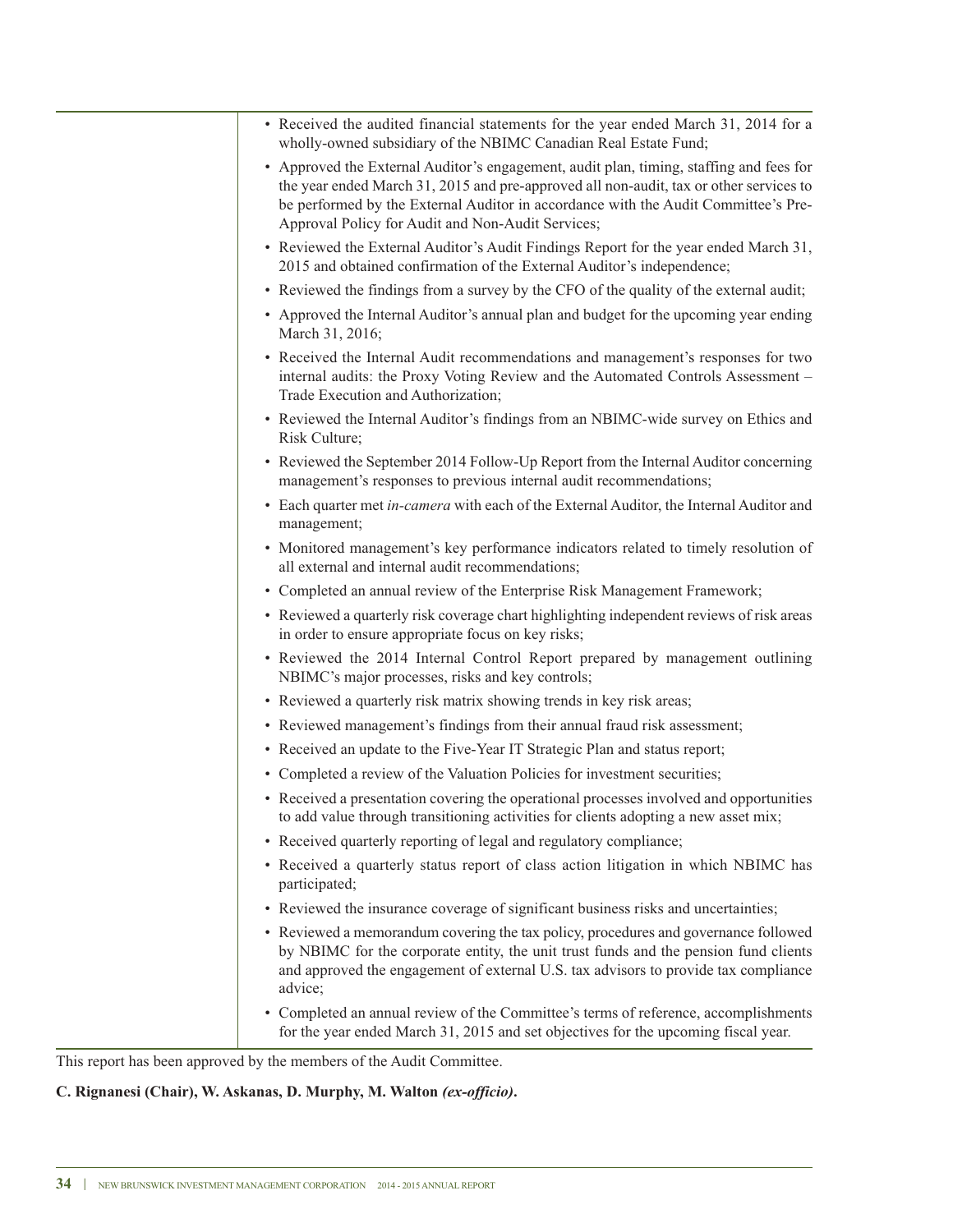- Received the audited financial statements for the year ended March 31, 2014 for a wholly-owned subsidiary of the NBIMC Canadian Real Estate Fund;
- Approved the External Auditor's engagement, audit plan, timing, staffing and fees for the year ended March 31, 2015 and pre-approved all non-audit, tax or other services to be performed by the External Auditor in accordance with the Audit Committee's Pre-Approval Policy for Audit and Non-Audit Services;
- Reviewed the External Auditor's Audit Findings Report for the year ended March 31, 2015 and obtained confirmation of the External Auditor's independence;
- Reviewed the findings from a survey by the CFO of the quality of the external audit;
- Approved the Internal Auditor's annual plan and budget for the upcoming year ending March 31, 2016;
- Received the Internal Audit recommendations and management's responses for two internal audits: the Proxy Voting Review and the Automated Controls Assessment – Trade Execution and Authorization;
- Reviewed the Internal Auditor's findings from an NBIMC-wide survey on Ethics and Risk Culture;
- Reviewed the September 2014 Follow-Up Report from the Internal Auditor concerning management's responses to previous internal audit recommendations;
- Each quarter met *in-camera* with each of the External Auditor, the Internal Auditor and management;
- Monitored management's key performance indicators related to timely resolution of all external and internal audit recommendations;
- Completed an annual review of the Enterprise Risk Management Framework;
- Reviewed a quarterly risk coverage chart highlighting independent reviews of risk areas in order to ensure appropriate focus on key risks;
- Reviewed the 2014 Internal Control Report prepared by management outlining NBIMC's major processes, risks and key controls;
- Reviewed a quarterly risk matrix showing trends in key risk areas;
- Reviewed management's findings from their annual fraud risk assessment;
- Received an update to the Five-Year IT Strategic Plan and status report;
- Completed a review of the Valuation Policies for investment securities;
- Received a presentation covering the operational processes involved and opportunities to add value through transitioning activities for clients adopting a new asset mix;
- Received quarterly reporting of legal and regulatory compliance;
- Received a quarterly status report of class action litigation in which NBIMC has participated;
- Reviewed the insurance coverage of significant business risks and uncertainties;
- Reviewed a memorandum covering the tax policy, procedures and governance followed by NBIMC for the corporate entity, the unit trust funds and the pension fund clients and approved the engagement of external U.S. tax advisors to provide tax compliance advice;
- Completed an annual review of the Committee's terms of reference, accomplishments for the year ended March 31, 2015 and set objectives for the upcoming fiscal year.

This report has been approved by the members of the Audit Committee.

**C. Rignanesi (Chair), W. Askanas, D. Murphy, M. Walton *(ex-officio)*.**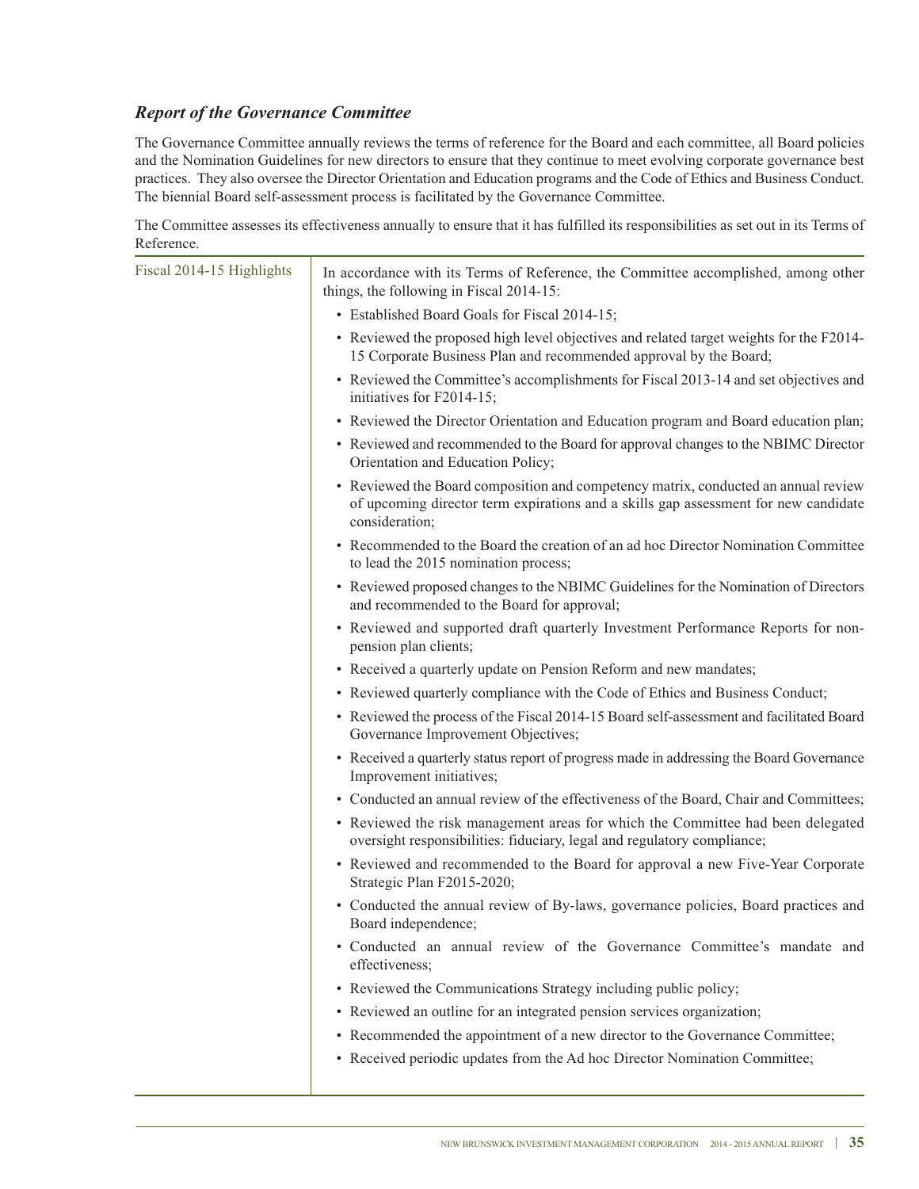### *Report of the Governance Committee*

The Governance Committee annually reviews the terms of reference for the Board and each committee, all Board policies and the Nomination Guidelines for new directors to ensure that they continue to meet evolving corporate governance best practices. They also oversee the Director Orientation and Education programs and the Code of Ethics and Business Conduct. The biennial Board self-assessment process is facilitated by the Governance Committee.

The Committee assesses its effectiveness annually to ensure that it has fulfilled its responsibilities as set out in its Terms of Reference.

**Fiscal 2014-15 Highlights**

In accordance with its Terms of Reference, the Committee accomplished, among other things, the following in Fiscal 2014-15:

- Established Board Goals for Fiscal 2014-15;
- Reviewed the proposed high level objectives and related target weights for the F2014-15 Corporate Business Plan and recommended approval by the Board;
- Reviewed the Committee's accomplishments for Fiscal 2013-14 and set objectives and initiatives for F2014-15;
- Reviewed the Director Orientation and Education program and Board education plan;
- Reviewed and recommended to the Board for approval changes to the NBIMC Director Orientation and Education Policy;
- Reviewed the Board composition and competency matrix, conducted an annual review of upcoming director term expirations and a skills gap assessment for new candidate consideration;
- Recommended to the Board the creation of an ad hoc Director Nomination Committee to lead the 2015 nomination process;
- Reviewed proposed changes to the NBIMC Guidelines for the Nomination of Directors and recommended to the Board for approval;
- Reviewed and supported draft quarterly Investment Performance Reports for non-pension plan clients;
- Received a quarterly update on Pension Reform and new mandates;
- Reviewed quarterly compliance with the Code of Ethics and Business Conduct;
- Reviewed the process of the Fiscal 2014-15 Board self-assessment and facilitated Board Governance Improvement Objectives;
- Received a quarterly status report of progress made in addressing the Board Governance Improvement initiatives;
- Conducted an annual review of the effectiveness of the Board, Chair and Committees;
- Reviewed the risk management areas for which the Committee had been delegated oversight responsibilities: fiduciary, legal and regulatory compliance;
- Reviewed and recommended to the Board for approval a new Five-Year Corporate Strategic Plan F2015-2020;
- Conducted the annual review of By-laws, governance policies, Board practices and Board independence;
- Conducted an annual review of the Governance Committee's mandate and effectiveness;
- Reviewed the Communications Strategy including public policy;
- Reviewed an outline for an integrated pension services organization;
- Recommended the appointment of a new director to the Governance Committee;
- Received periodic updates from the Ad hoc Director Nomination Committee;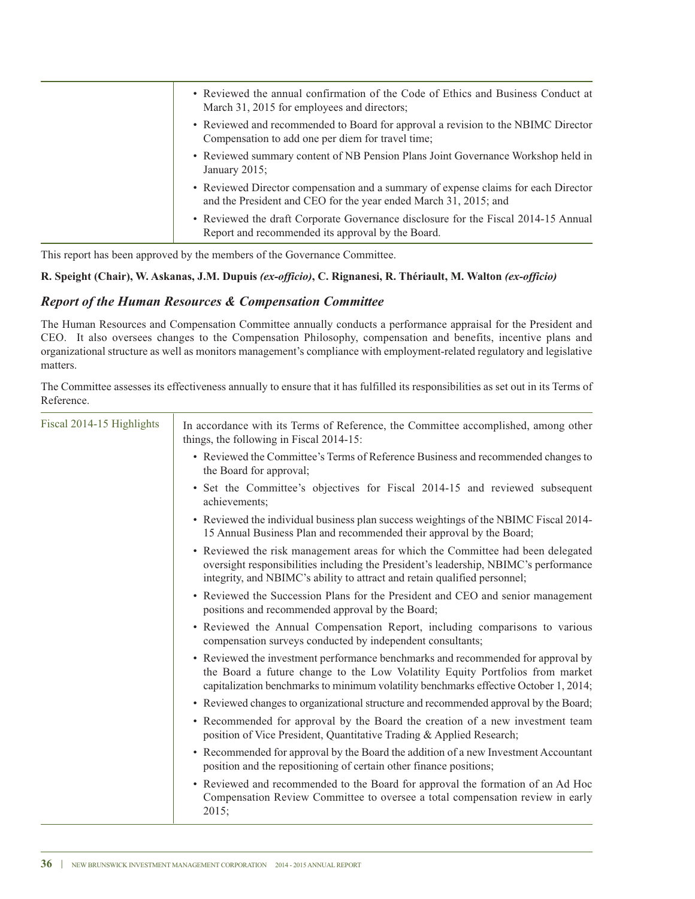| | |
|---|---|
| | • Reviewed the annual confirmation of the Code of Ethics and Business Conduct at March 31, 2015 for employees and directors;<br>• Reviewed and recommended to Board for approval a revision to the NBIMC Director Compensation to add one per diem for travel time;<br>• Reviewed summary content of NB Pension Plans Joint Governance Workshop held in January 2015;<br>• Reviewed Director compensation and a summary of expense claims for each Director and the President and CEO for the year ended March 31, 2015; and<br>• Reviewed the draft Corporate Governance disclosure for the Fiscal 2014-15 Annual Report and recommended its approval by the Board. |

This report has been approved by the members of the Governance Committee.

**R. Speight (Chair), W. Askanas, J.M. Dupuis *(ex-officio)*, C. Rignanesi, R. Thériault, M. Walton *(ex-officio)***

## *Report of the Human Resources & Compensation Committee*

The Human Resources and Compensation Committee annually conducts a performance appraisal for the President and CEO. It also oversees changes to the Compensation Philosophy, compensation and benefits, incentive plans and organizational structure as well as monitors management's compliance with employment-related regulatory and legislative matters.

The Committee assesses its effectiveness annually to ensure that it has fulfilled its responsibilities as set out in its Terms of Reference.

| | |
|---|---|
| Fiscal 2014-15 Highlights | In accordance with its Terms of Reference, the Committee accomplished, among other things, the following in Fiscal 2014-15:<br>• Reviewed the Committee's Terms of Reference Business and recommended changes to the Board for approval;<br>• Set the Committee's objectives for Fiscal 2014-15 and reviewed subsequent achievements;<br>• Reviewed the individual business plan success weightings of the NBIMC Fiscal 2014-15 Annual Business Plan and recommended their approval by the Board;<br>• Reviewed the risk management areas for which the Committee had been delegated oversight responsibilities including the President's leadership, NBIMC's performance integrity, and NBIMC's ability to attract and retain qualified personnel;<br>• Reviewed the Succession Plans for the President and CEO and senior management positions and recommended approval by the Board;<br>• Reviewed the Annual Compensation Report, including comparisons to various compensation surveys conducted by independent consultants;<br>• Reviewed the investment performance benchmarks and recommended for approval by the Board a future change to the Low Volatility Equity Portfolios from market capitalization benchmarks to minimum volatility benchmarks effective October 1, 2014;<br>• Reviewed changes to organizational structure and recommended approval by the Board;<br>• Recommended for approval by the Board the creation of a new investment team position of Vice President, Quantitative Trading & Applied Research;<br>• Recommended for approval by the Board the addition of a new Investment Accountant position and the repositioning of certain other finance positions;<br>• Reviewed and recommended to the Board for approval the formation of an Ad Hoc Compensation Review Committee to oversee a total compensation review in early 2015; |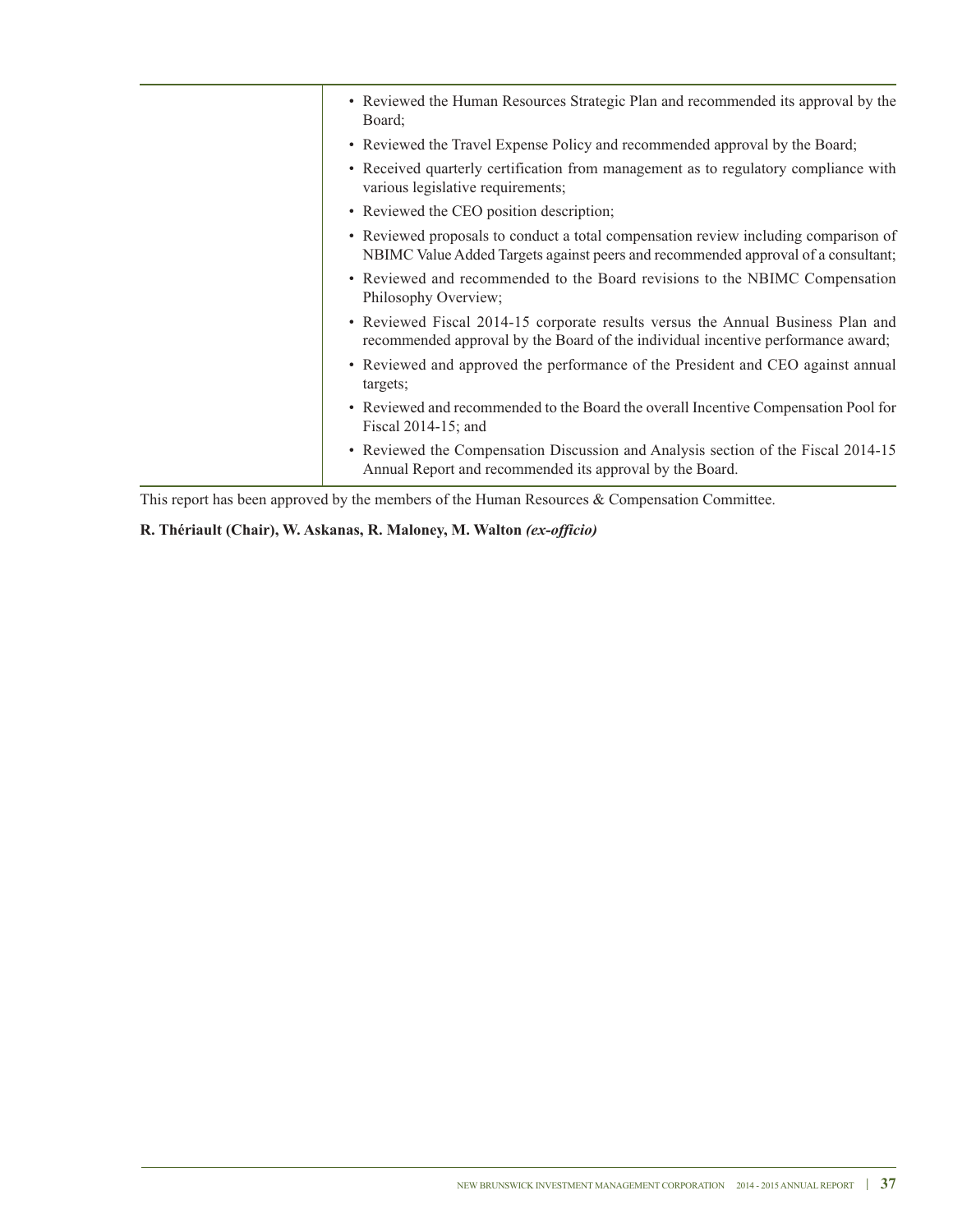| | |
|---|---|
| | • Reviewed the Human Resources Strategic Plan and recommended its approval by the Board;<br>• Reviewed the Travel Expense Policy and recommended approval by the Board;<br>• Received quarterly certification from management as to regulatory compliance with various legislative requirements;<br>• Reviewed the CEO position description;<br>• Reviewed proposals to conduct a total compensation review including comparison of NBIMC Value Added Targets against peers and recommended approval of a consultant;<br>• Reviewed and recommended to the Board revisions to the NBIMC Compensation Philosophy Overview;<br>• Reviewed Fiscal 2014-15 corporate results versus the Annual Business Plan and recommended approval by the Board of the individual incentive performance award;<br>• Reviewed and approved the performance of the President and CEO against annual targets;<br>• Reviewed and recommended to the Board the overall Incentive Compensation Pool for Fiscal 2014-15; and<br>• Reviewed the Compensation Discussion and Analysis section of the Fiscal 2014-15 Annual Report and recommended its approval by the Board. |

This report has been approved by the members of the Human Resources & Compensation Committee.

**R. Thériault (Chair), W. Askanas, R. Maloney, M. Walton *(ex-officio)***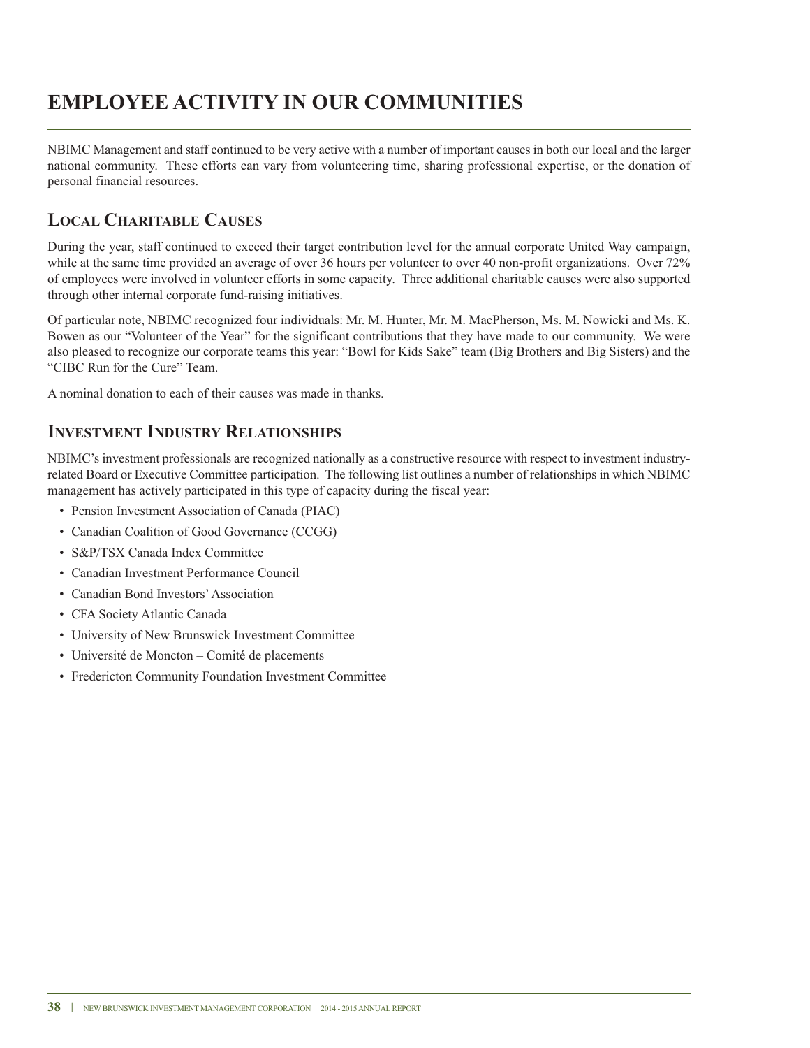# EMPLOYEE ACTIVITY IN OUR COMMUNITIES

NBIMC Management and staff continued to be very active with a number of important causes in both our local and the larger national community. These efforts can vary from volunteering time, sharing professional expertise, or the donation of personal financial resources.

## Local Charitable Causes

During the year, staff continued to exceed their target contribution level for the annual corporate United Way campaign, while at the same time provided an average of over 36 hours per volunteer to over 40 non-profit organizations. Over 72% of employees were involved in volunteer efforts in some capacity. Three additional charitable causes were also supported through other internal corporate fund-raising initiatives.

Of particular note, NBIMC recognized four individuals: Mr. M. Hunter, Mr. M. MacPherson, Ms. M. Nowicki and Ms. K. Bowen as our "Volunteer of the Year" for the significant contributions that they have made to our community. We were also pleased to recognize our corporate teams this year: "Bowl for Kids Sake" team (Big Brothers and Big Sisters) and the "CIBC Run for the Cure" Team.

A nominal donation to each of their causes was made in thanks.

## Investment Industry Relationships

NBIMC's investment professionals are recognized nationally as a constructive resource with respect to investment industry-related Board or Executive Committee participation. The following list outlines a number of relationships in which NBIMC management has actively participated in this type of capacity during the fiscal year:

- Pension Investment Association of Canada (PIAC)
- Canadian Coalition of Good Governance (CCGG)
- S&P/TSX Canada Index Committee
- Canadian Investment Performance Council
- Canadian Bond Investors' Association
- CFA Society Atlantic Canada
- University of New Brunswick Investment Committee
- Université de Moncton – Comité de placements
- Fredericton Community Foundation Investment Committee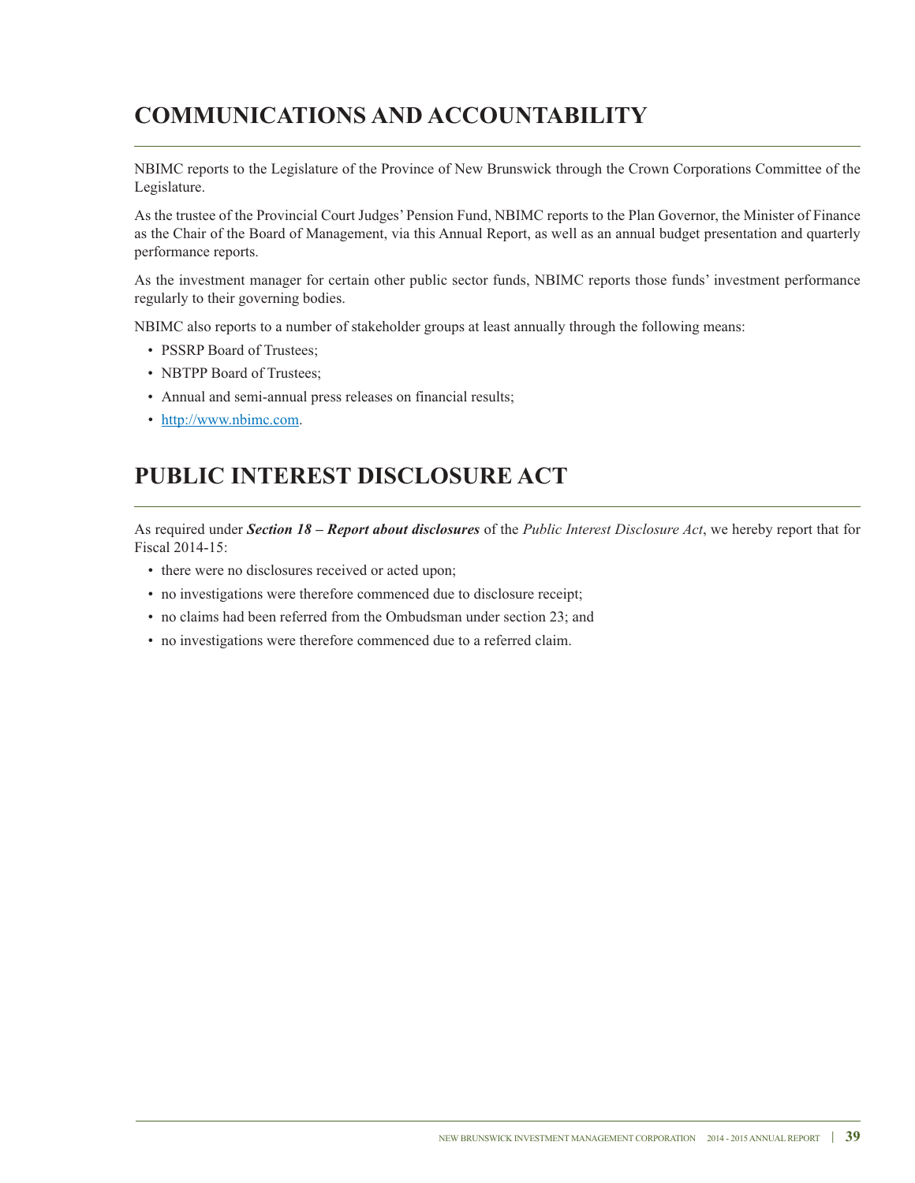# COMMUNICATIONS AND ACCOUNTABILITY

NBIMC reports to the Legislature of the Province of New Brunswick through the Crown Corporations Committee of the Legislature.

As the trustee of the Provincial Court Judges' Pension Fund, NBIMC reports to the Plan Governor, the Minister of Finance as the Chair of the Board of Management, via this Annual Report, as well as an annual budget presentation and quarterly performance reports.

As the investment manager for certain other public sector funds, NBIMC reports those funds' investment performance regularly to their governing bodies.

NBIMC also reports to a number of stakeholder groups at least annually through the following means:

- PSSRP Board of Trustees;
- NBTPP Board of Trustees;
- Annual and semi-annual press releases on financial results;
- http://www.nbimc.com.

# PUBLIC INTEREST DISCLOSURE ACT

As required under ***Section 18 – Report about disclosures*** of the *Public Interest Disclosure Act*, we hereby report that for Fiscal 2014-15:

- there were no disclosures received or acted upon;
- no investigations were therefore commenced due to disclosure receipt;
- no claims had been referred from the Ombudsman under section 23; and
- no investigations were therefore commenced due to a referred claim.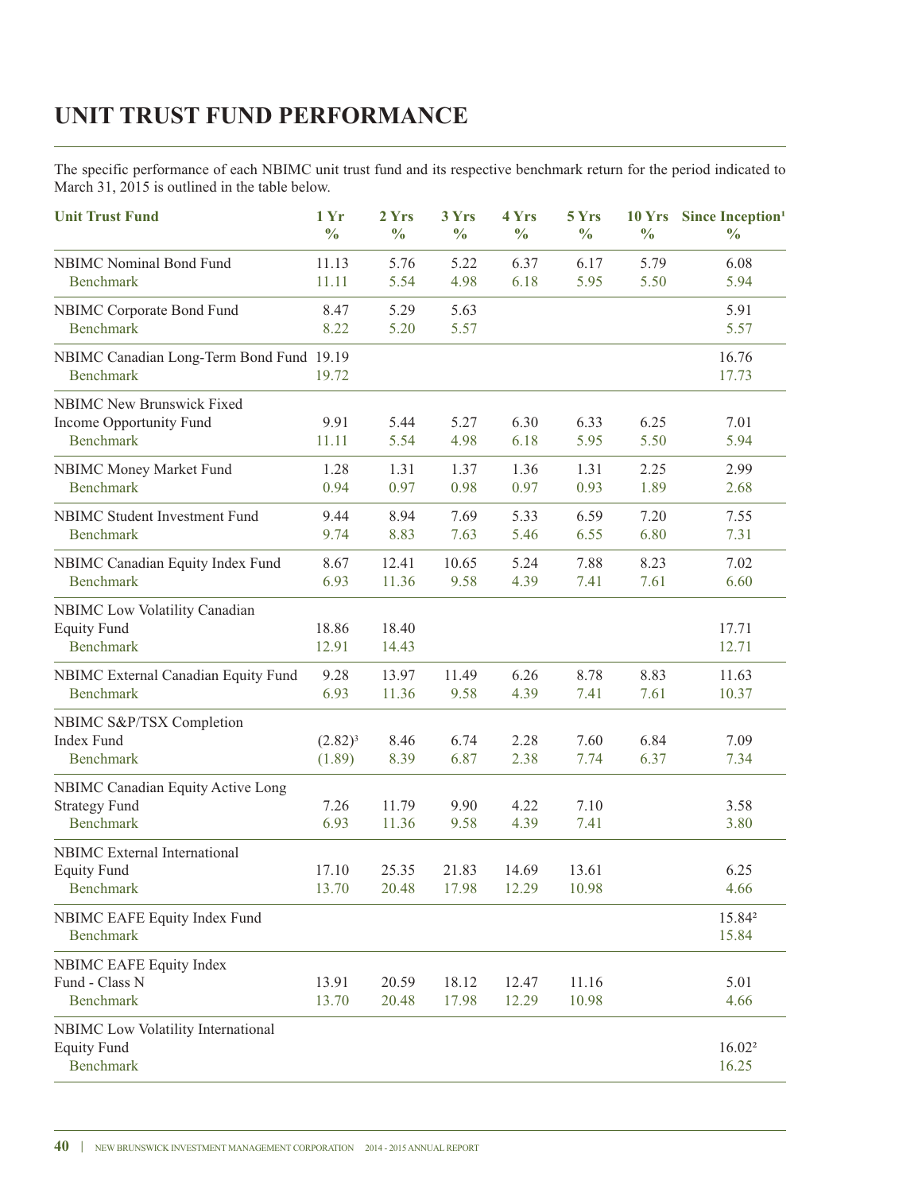# UNIT TRUST FUND PERFORMANCE

The specific performance of each NBIMC unit trust fund and its respective benchmark return for the period indicated to March 31, 2015 is outlined in the table below.

| Unit Trust Fund | 1 Yr % | 2 Yrs % | 3 Yrs % | 4 Yrs % | 5 Yrs % | 10 Yrs % | Since Inception[1] % |
|---|---|---|---|---|---|---|---|
| NBIMC Nominal Bond Fund | 11.13 | 5.76 | 5.22 | 6.37 | 6.17 | 5.79 | 6.08 |
| Benchmark | 11.11 | 5.54 | 4.98 | 6.18 | 5.95 | 5.50 | 5.94 |
| NBIMC Corporate Bond Fund | 8.47 | 5.29 | 5.63 | | | | 5.91 |
| Benchmark | 8.22 | 5.20 | 5.57 | | | | 5.57 |
| NBIMC Canadian Long-Term Bond Fund | 19.19 | | | | | | 16.76 |
| Benchmark | 19.72 | | | | | | 17.73 |
| NBIMC New Brunswick Fixed Income Opportunity Fund | 9.91 | 5.44 | 5.27 | 6.30 | 6.33 | 6.25 | 7.01 |
| Benchmark | 11.11 | 5.54 | 4.98 | 6.18 | 5.95 | 5.50 | 5.94 |
| NBIMC Money Market Fund | 1.28 | 1.31 | 1.37 | 1.36 | 1.31 | 2.25 | 2.99 |
| Benchmark | 0.94 | 0.97 | 0.98 | 0.97 | 0.93 | 1.89 | 2.68 |
| NBIMC Student Investment Fund | 9.44 | 8.94 | 7.69 | 5.33 | 6.59 | 7.20 | 7.55 |
| Benchmark | 9.74 | 8.83 | 7.63 | 5.46 | 6.55 | 6.80 | 7.31 |
| NBIMC Canadian Equity Index Fund | 8.67 | 12.41 | 10.65 | 5.24 | 7.88 | 8.23 | 7.02 |
| Benchmark | 6.93 | 11.36 | 9.58 | 4.39 | 7.41 | 7.61 | 6.60 |
| NBIMC Low Volatility Canadian Equity Fund | 18.86 | 18.40 | | | | | 17.71 |
| Benchmark | 12.91 | 14.43 | | | | | 12.71 |
| NBIMC External Canadian Equity Fund | 9.28 | 13.97 | 11.49 | 6.26 | 8.78 | 8.83 | 11.63 |
| Benchmark | 6.93 | 11.36 | 9.58 | 4.39 | 7.41 | 7.61 | 10.37 |
| NBIMC S&P/TSX Completion Index Fund | (2.82)[3] | 8.46 | 6.74 | 2.28 | 7.60 | 6.84 | 7.09 |
| Benchmark | (1.89) | 8.39 | 6.87 | 2.38 | 7.74 | 6.37 | 7.34 |
| NBIMC Canadian Equity Active Long Strategy Fund | 7.26 | 11.79 | 9.90 | 4.22 | 7.10 | | 3.58 |
| Benchmark | 6.93 | 11.36 | 9.58 | 4.39 | 7.41 | | 3.80 |
| NBIMC External International Equity Fund | 17.10 | 25.35 | 21.83 | 14.69 | 13.61 | | 6.25 |
| Benchmark | 13.70 | 20.48 | 17.98 | 12.29 | 10.98 | | 4.66 |
| NBIMC EAFE Equity Index Fund | | | | | | | 15.84[2] |
| Benchmark | | | | | | | 15.84 |
| NBIMC EAFE Equity Index Fund - Class N | 13.91 | 20.59 | 18.12 | 12.47 | 11.16 | | 5.01 |
| Benchmark | 13.70 | 20.48 | 17.98 | 12.29 | 10.98 | | 4.66 |
| NBIMC Low Volatility International Equity Fund | | | | | | | 16.02[2] |
| Benchmark | | | | | | | 16.25 |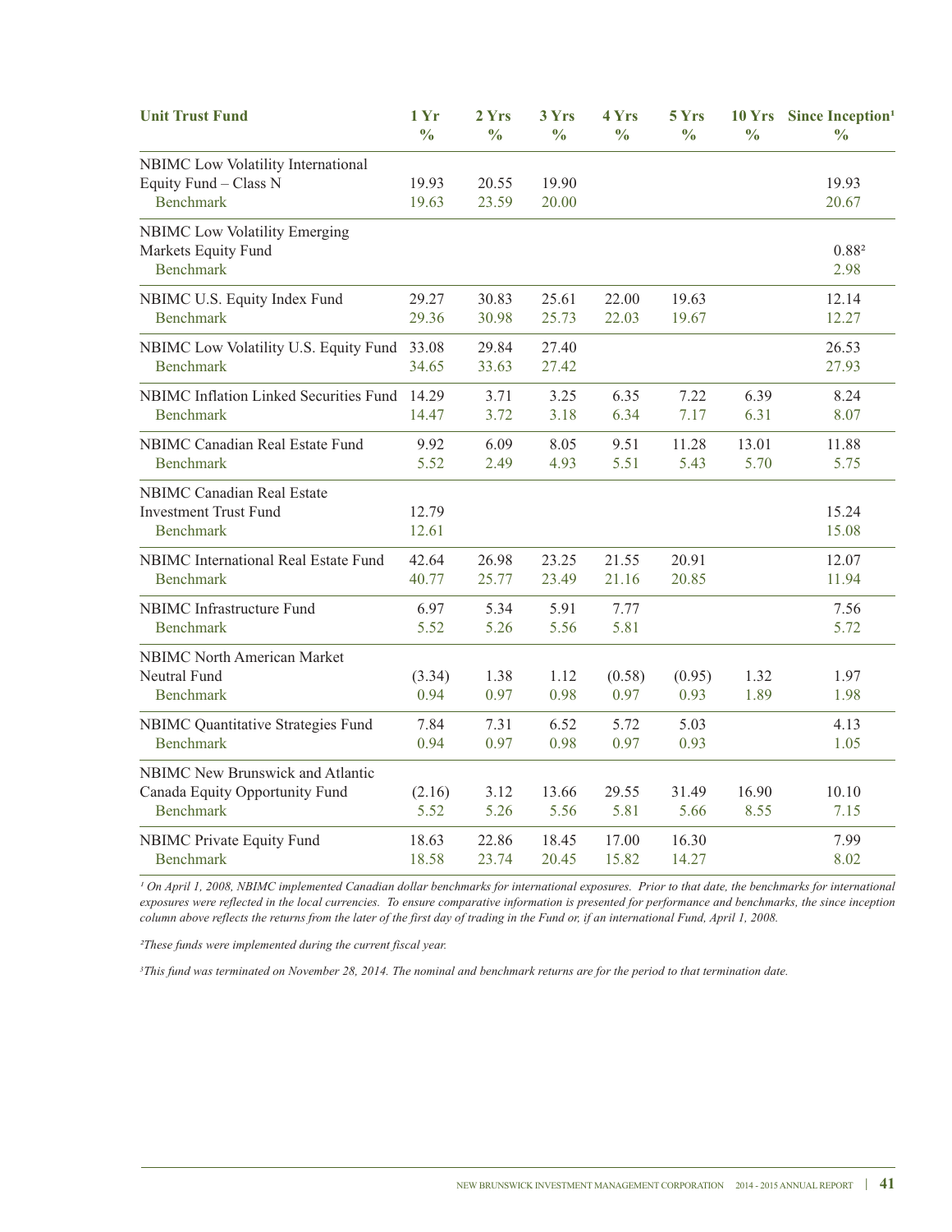| Unit Trust Fund | 1 Yr % | 2 Yrs % | 3 Yrs % | 4 Yrs % | 5 Yrs % | 10 Yrs % | Since Inception[1] % |
|---|---|---|---|---|---|---|---|
| NBIMC Low Volatility International Equity Fund – Class N | 19.93 | 20.55 | 19.90 | | | | 19.93 |
| Benchmark | 19.63 | 23.59 | 20.00 | | | | 20.67 |
| NBIMC Low Volatility Emerging Markets Equity Fund | | | | | | | 0.88[2] |
| Benchmark | | | | | | | 2.98 |
| NBIMC U.S. Equity Index Fund | 29.27 | 30.83 | 25.61 | 22.00 | 19.63 | | 12.14 |
| Benchmark | 29.36 | 30.98 | 25.73 | 22.03 | 19.67 | | 12.27 |
| NBIMC Low Volatility U.S. Equity Fund | 33.08 | 29.84 | 27.40 | | | | 26.53 |
| Benchmark | 34.65 | 33.63 | 27.42 | | | | 27.93 |
| NBIMC Inflation Linked Securities Fund | 14.29 | 3.71 | 3.25 | 6.35 | 7.22 | 6.39 | 8.24 |
| Benchmark | 14.47 | 3.72 | 3.18 | 6.34 | 7.17 | 6.31 | 8.07 |
| NBIMC Canadian Real Estate Fund | 9.92 | 6.09 | 8.05 | 9.51 | 11.28 | 13.01 | 11.88 |
| Benchmark | 5.52 | 2.49 | 4.93 | 5.51 | 5.43 | 5.70 | 5.75 |
| NBIMC Canadian Real Estate Investment Trust Fund | 12.79 | | | | | | 15.24 |
| Benchmark | 12.61 | | | | | | 15.08 |
| NBIMC International Real Estate Fund | 42.64 | 26.98 | 23.25 | 21.55 | 20.91 | | 12.07 |
| Benchmark | 40.77 | 25.77 | 23.49 | 21.16 | 20.85 | | 11.94 |
| NBIMC Infrastructure Fund | 6.97 | 5.34 | 5.91 | 7.77 | | | 7.56 |
| Benchmark | 5.52 | 5.26 | 5.56 | 5.81 | | | 5.72 |
| NBIMC North American Market Neutral Fund | (3.34) | 1.38 | 1.12 | (0.58) | (0.95) | 1.32 | 1.97 |
| Benchmark | 0.94 | 0.97 | 0.98 | 0.97 | 0.93 | 1.89 | 1.98 |
| NBIMC Quantitative Strategies Fund | 7.84 | 7.31 | 6.52 | 5.72 | 5.03 | | 4.13 |
| Benchmark | 0.94 | 0.97 | 0.98 | 0.97 | 0.93 | | 1.05 |
| NBIMC New Brunswick and Atlantic Canada Equity Opportunity Fund | (2.16) | 3.12 | 13.66 | 29.55 | 31.49 | 16.90 | 10.10 |
| Benchmark | 5.52 | 5.26 | 5.56 | 5.81 | 5.66 | 8.55 | 7.15 |
| NBIMC Private Equity Fund | 18.63 | 22.86 | 18.45 | 17.00 | 16.30 | | 7.99 |
| Benchmark | 18.58 | 23.74 | 20.45 | 15.82 | 14.27 | | 8.02 |

*[1] On April 1, 2008, NBIMC implemented Canadian dollar benchmarks for international exposures. Prior to that date, the benchmarks for international exposures were reflected in the local currencies. To ensure comparative information is presented for performance and benchmarks, the since inception column above reflects the returns from the later of the first day of trading in the Fund or, if an international Fund, April 1, 2008.*

*[2]These funds were implemented during the current fiscal year.*

*[3]This fund was terminated on November 28, 2014. The nominal and benchmark returns are for the period to that termination date.*